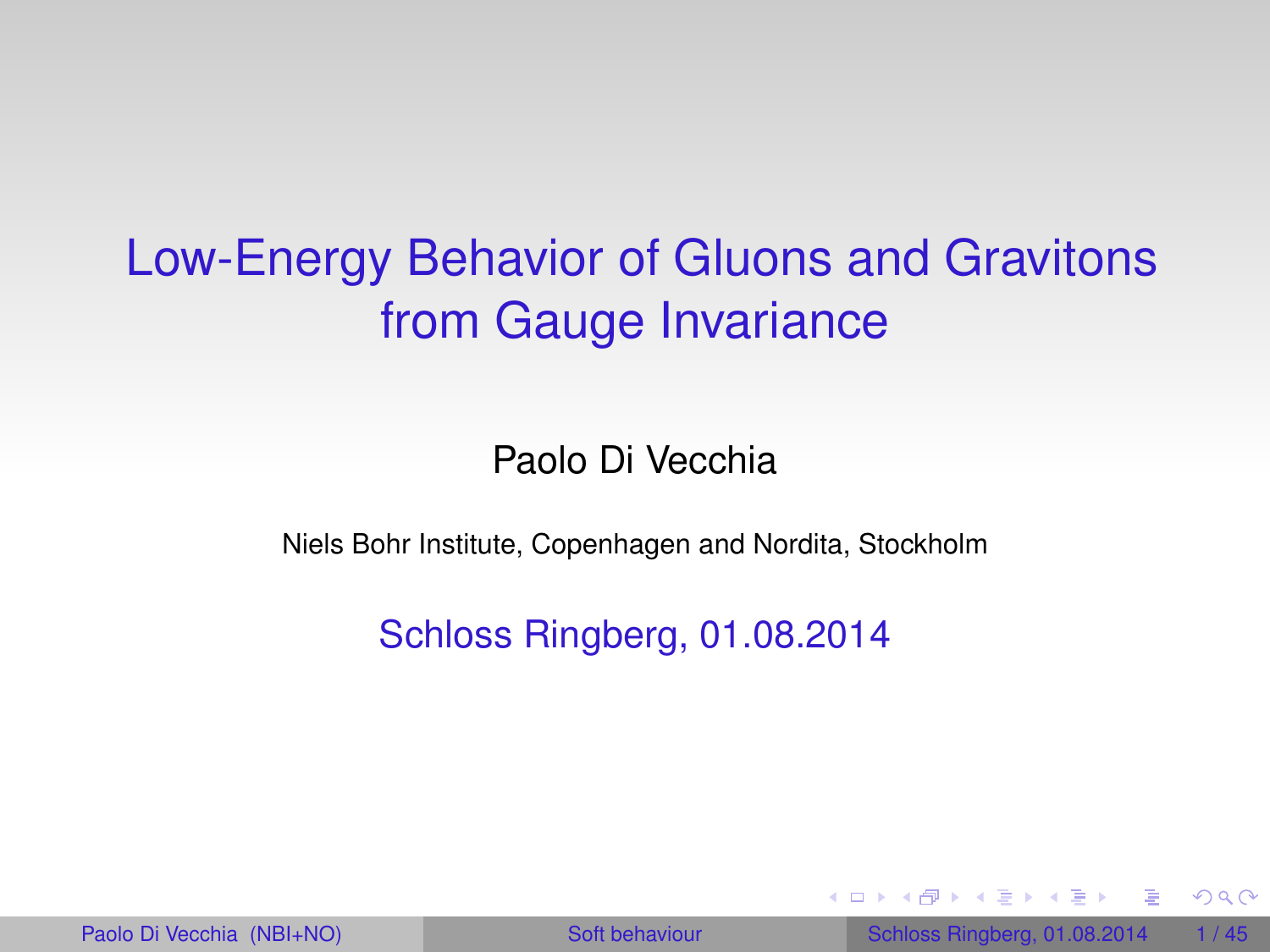# Low-Energy Behavior of Gluons and Gravitons from Gauge Invariance

Paolo Di Vecchia

Niels Bohr Institute, Copenhagen and Nordita, Stockholm

Schloss Ringberg, 01.08.2014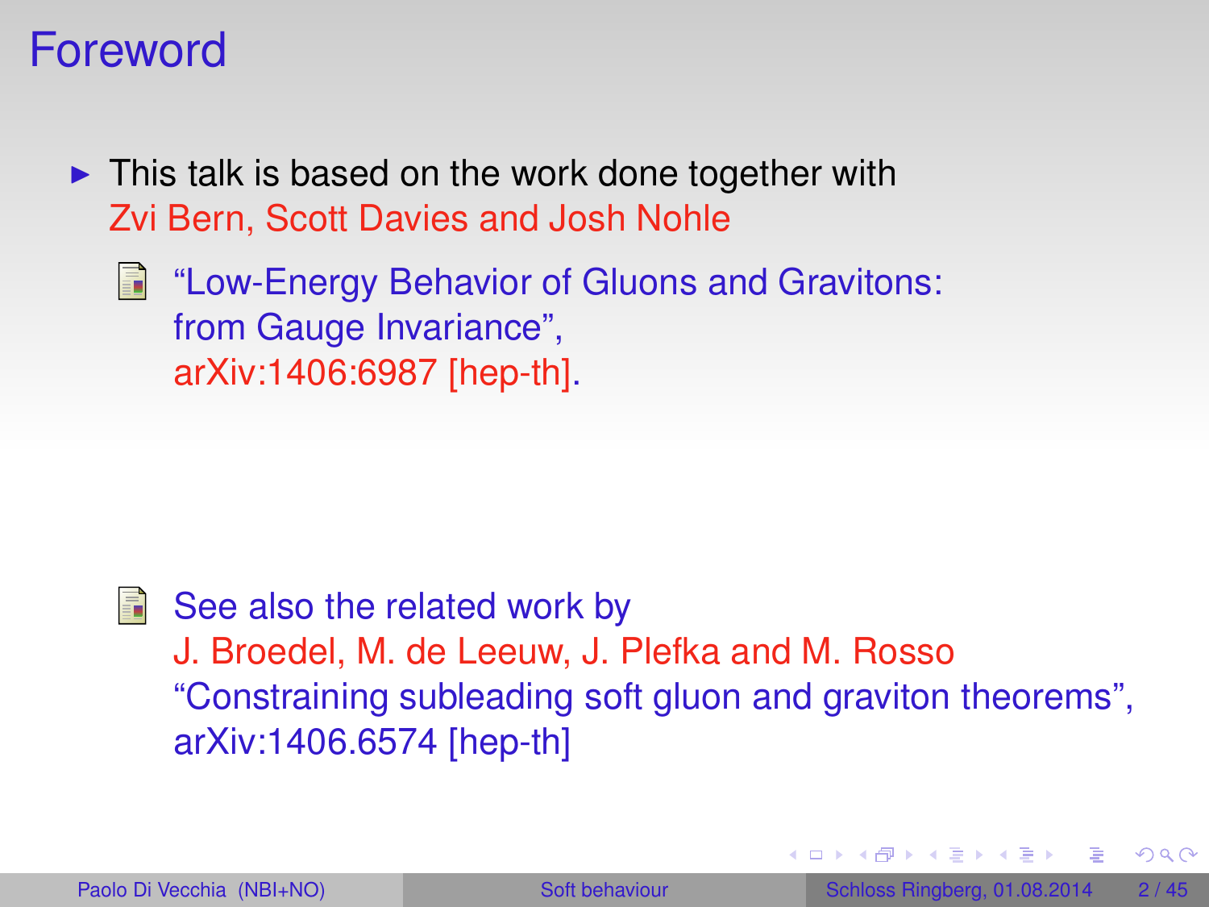# Foreword

- This talk is based on the work done together with Zvi Bern, Scott Davies and Josh Nohle

  "Low-Energy Behavior of Gluons and Gravitons: from Gauge Invariance", arXiv:1406:6987 [hep-th].

  See also the related work by J. Broedel, M. de Leeuw, J. Plefka and M. Rosso "Constraining subleading soft gluon and graviton theorems", arXiv:1406.6574 [hep-th]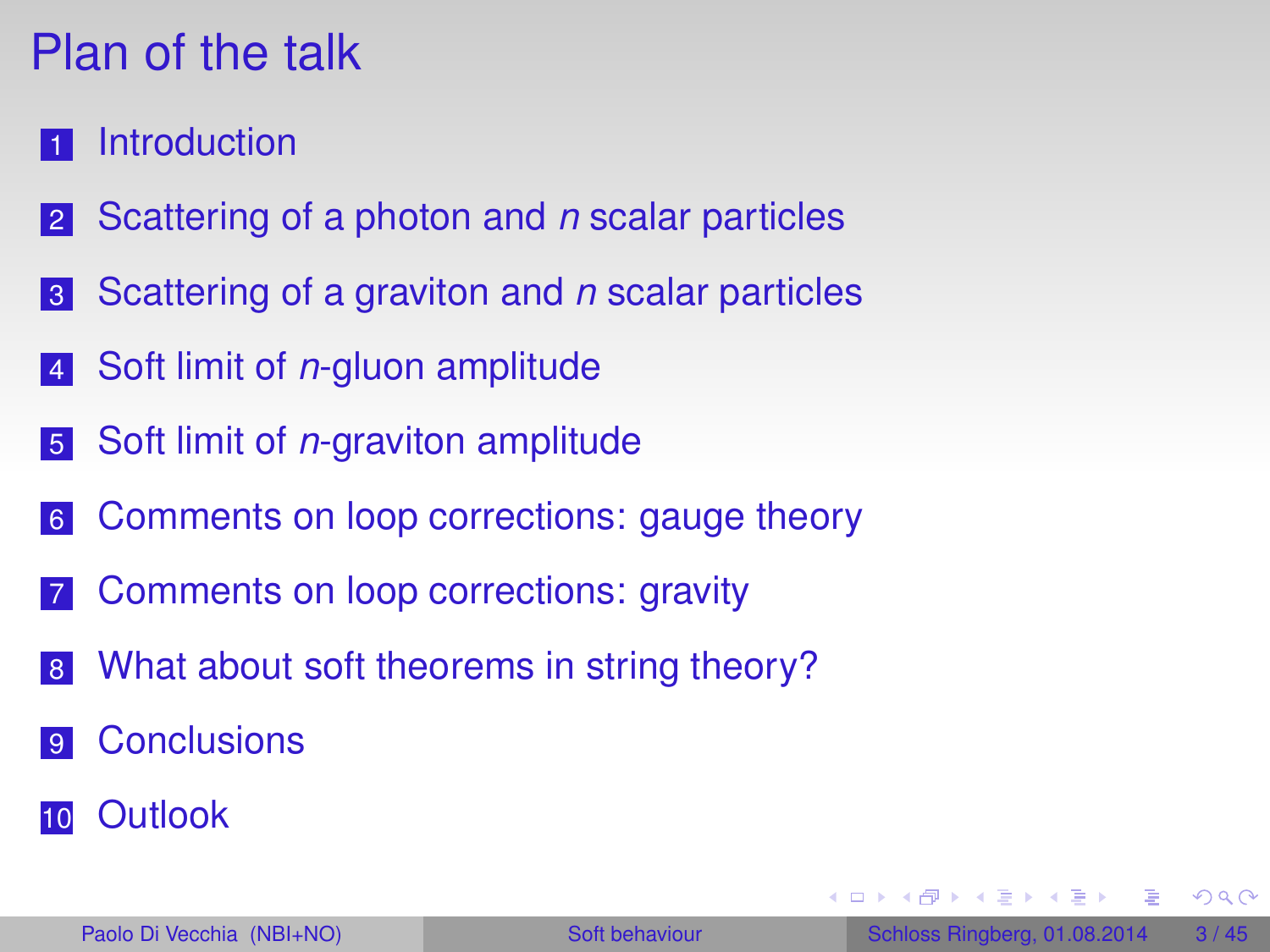# Plan of the talk

1. Introduction
2. Scattering of a photon and *n* scalar particles
3. Scattering of a graviton and *n* scalar particles
4. Soft limit of *n*-gluon amplitude
5. Soft limit of *n*-graviton amplitude
6. Comments on loop corrections: gauge theory
7. Comments on loop corrections: gravity
8. What about soft theorems in string theory?
9. Conclusions
10. Outlook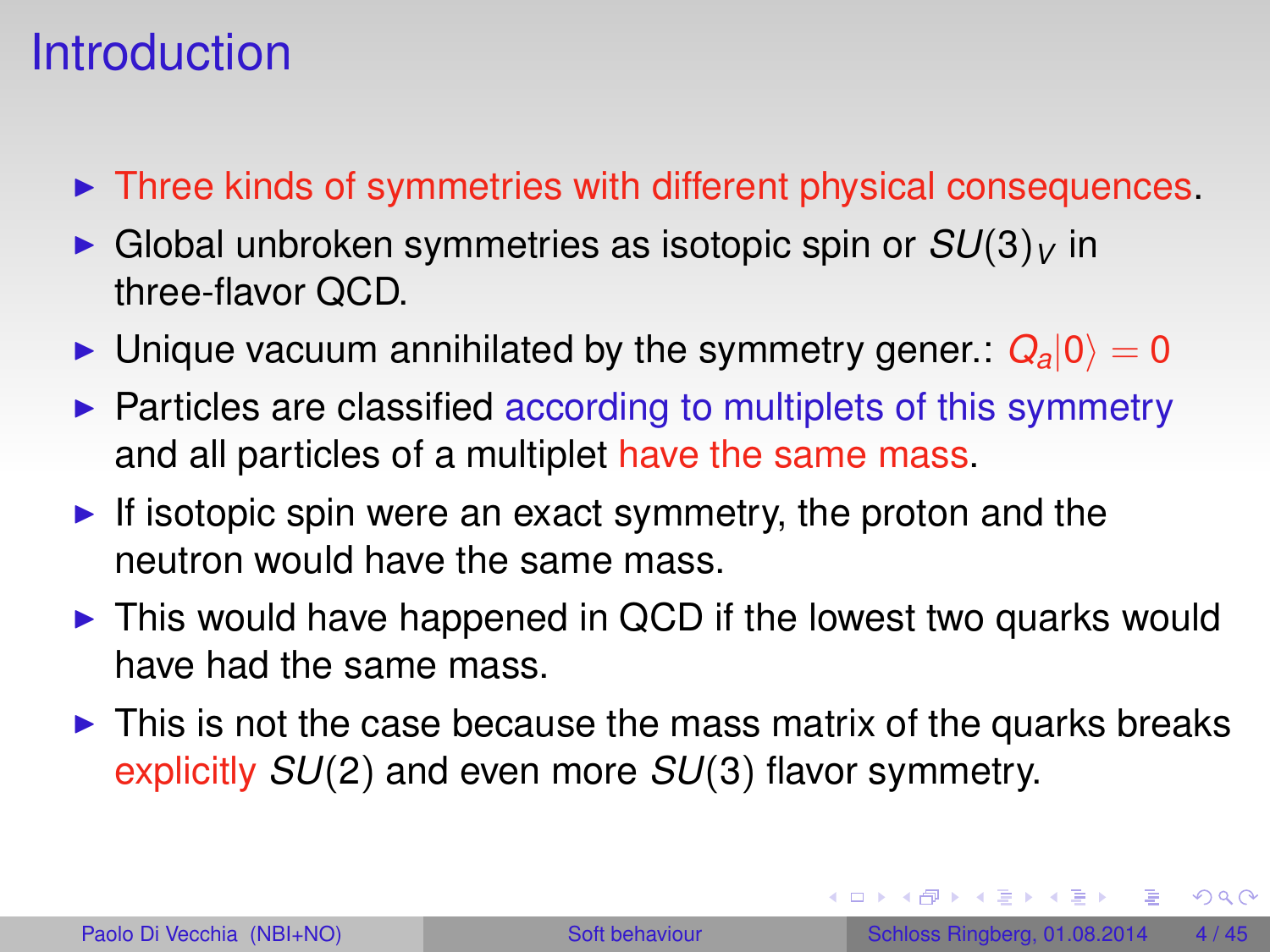# Introduction

- Three kinds of symmetries with different physical consequences.
- Global unbroken symmetries as isotopic spin or $SU(3)_V$ in three-flavor QCD.
- Unique vacuum annihilated by the symmetry gener.: $Q_a|0\rangle = 0$
- Particles are classified according to multiplets of this symmetry and all particles of a multiplet have the same mass.
- If isotopic spin were an exact symmetry, the proton and the neutron would have the same mass.
- This would have happened in QCD if the lowest two quarks would have had the same mass.
- This is not the case because the mass matrix of the quarks breaks explicitly $SU(2)$ and even more $SU(3)$ flavor symmetry.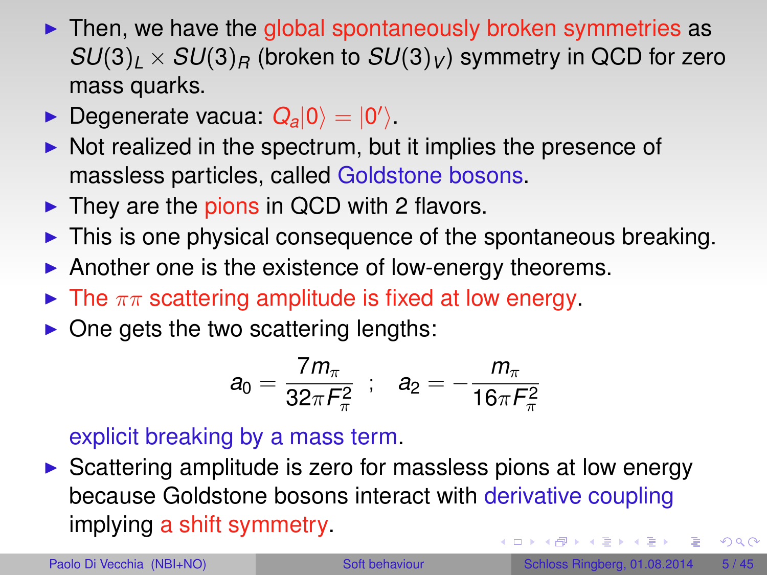- Then, we have the global spontaneously broken symmetries as $SU(3)_L \times SU(3)_R$ (broken to $SU(3)_V$) symmetry in QCD for zero mass quarks.
- Degenerate vacua: $Q_a|0\rangle = |0'\rangle$.
- Not realized in the spectrum, but it implies the presence of massless particles, called Goldstone bosons.
- They are the pions in QCD with 2 flavors.
- This is one physical consequence of the spontaneous breaking.
- Another one is the existence of low-energy theorems.
- The $\pi\pi$ scattering amplitude is fixed at low energy.
- One gets the two scattering lengths:

$$a_0 = \frac{7m_\pi}{32\pi F_\pi^2} \quad ; \quad a_2 = -\frac{m_\pi}{16\pi F_\pi^2}$$

  explicit breaking by a mass term.
- Scattering amplitude is zero for massless pions at low energy because Goldstone bosons interact with derivative coupling implying a shift symmetry.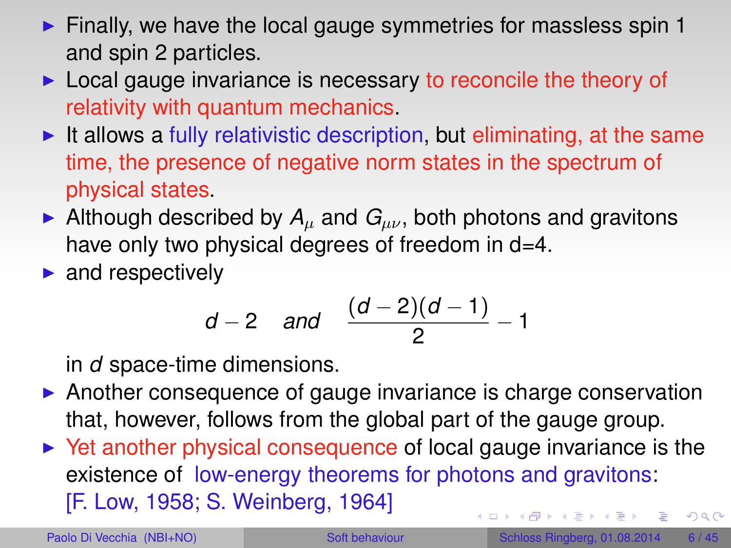- Finally, we have the local gauge symmetries for massless spin 1 and spin 2 particles.
- Local gauge invariance is necessary to reconcile the theory of relativity with quantum mechanics.
- It allows a fully relativistic description, but eliminating, at the same time, the presence of negative norm states in the spectrum of physical states.
- Although described by $A_\mu$ and $G_{\mu\nu}$, both photons and gravitons have only two physical degrees of freedom in d=4.
- and respectively

$$d - 2 \quad and \quad \frac{(d-2)(d-1)}{2} - 1$$

  in $d$ space-time dimensions.
- Another consequence of gauge invariance is charge conservation that, however, follows from the global part of the gauge group.
- Yet another physical consequence of local gauge invariance is the existence of low-energy theorems for photons and gravitons: [F. Low, 1958; S. Weinberg, 1964]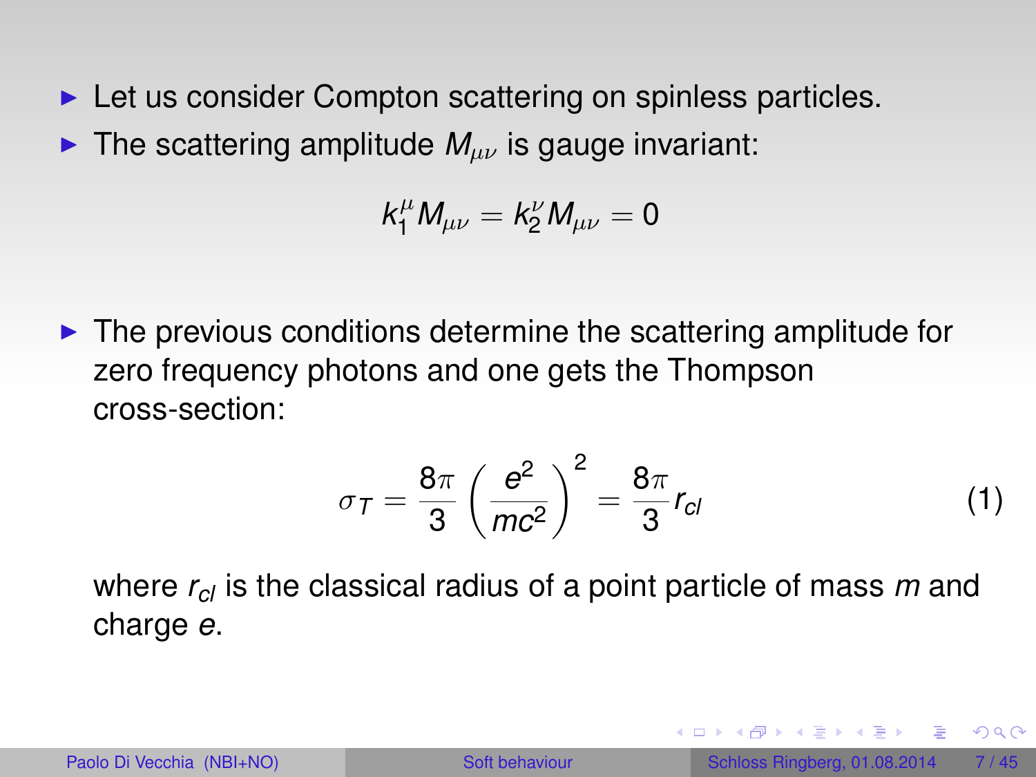- Let us consider Compton scattering on spinless particles.
- The scattering amplitude $M_{\mu\nu}$ is gauge invariant:

$$k_1^\mu M_{\mu\nu} = k_2^\nu M_{\mu\nu} = 0$$

- The previous conditions determine the scattering amplitude for zero frequency photons and one gets the Thompson cross-section:

$$\sigma_T = \frac{8\pi}{3}\left(\frac{e^2}{mc^2}\right)^2 = \frac{8\pi}{3} r_{cl} \tag{1}$$

where $r_{cl}$ is the classical radius of a point particle of mass $m$ and charge $e$.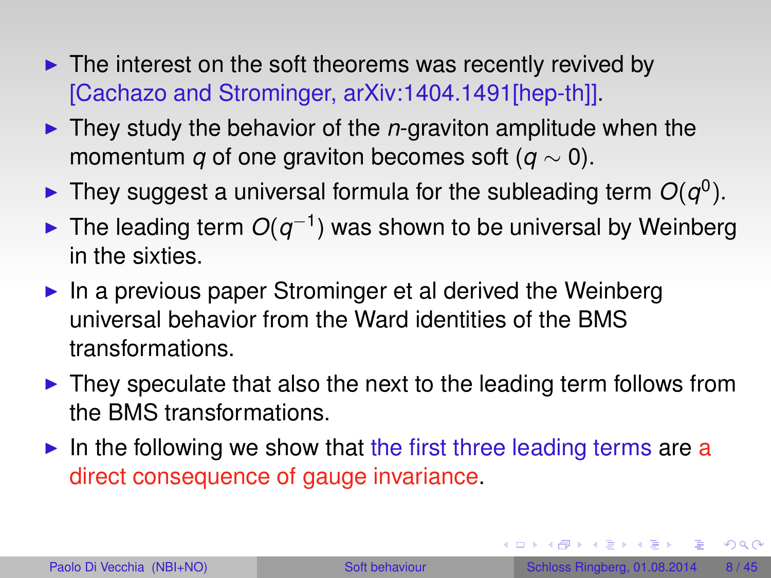- The interest on the soft theorems was recently revived by [Cachazo and Strominger, arXiv:1404.1491[hep-th]].
- They study the behavior of the $n$-graviton amplitude when the momentum $q$ of one graviton becomes soft ($q \sim 0$).
- They suggest a universal formula for the subleading term $O(q^0)$.
- The leading term $O(q^{-1})$ was shown to be universal by Weinberg in the sixties.
- In a previous paper Strominger et al derived the Weinberg universal behavior from the Ward identities of the BMS transformations.
- They speculate that also the next to the leading term follows from the BMS transformations.
- In the following we show that the first three leading terms are a direct consequence of gauge invariance.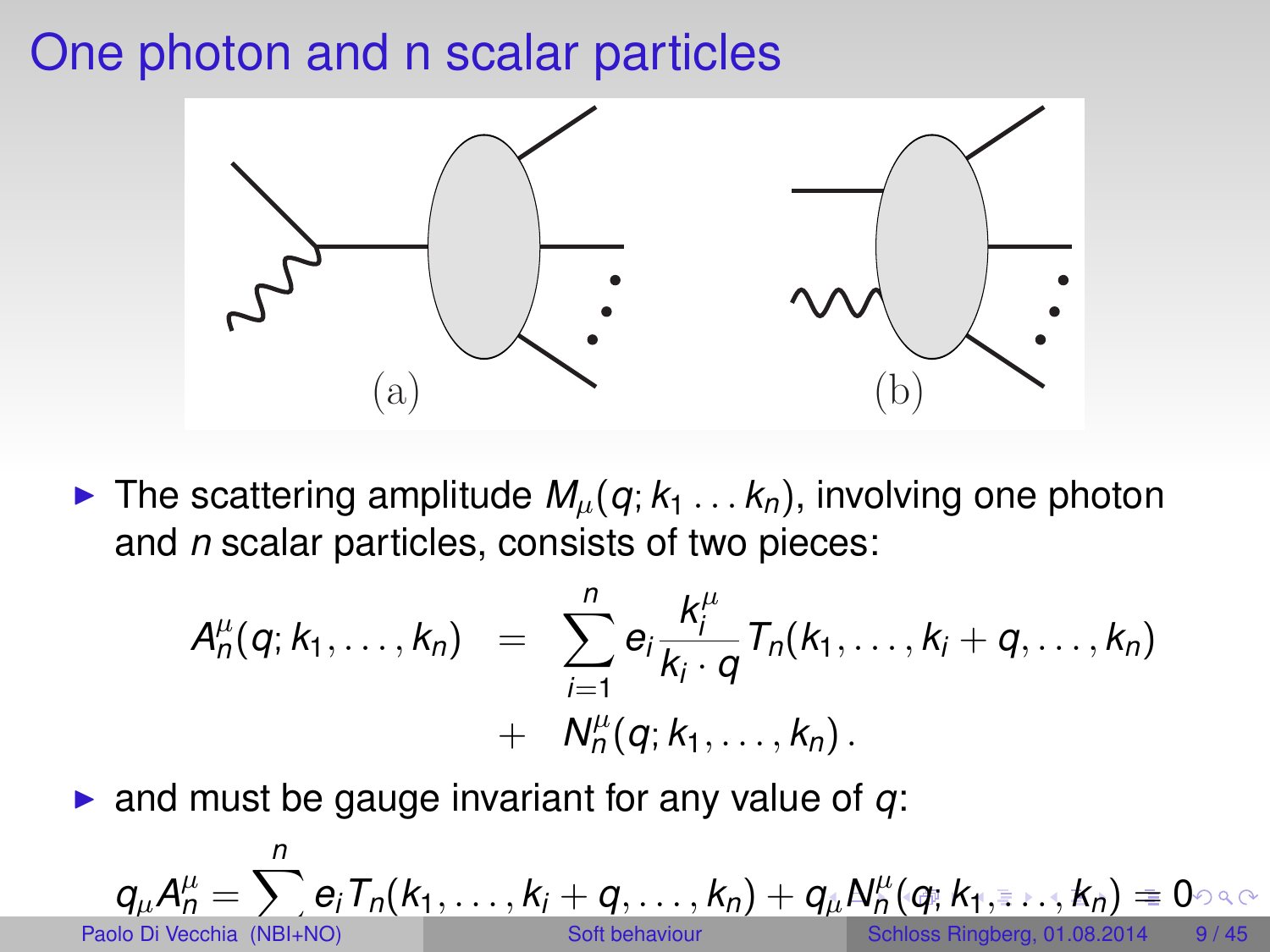# One photon and n scalar particles

(a) (b)

- The scattering amplitude $M_\mu(q; k_1 \ldots k_n)$, involving one photon and $n$ scalar particles, consists of two pieces:

$$
\begin{aligned}
A_n^\mu(q; k_1, \ldots, k_n) &= \sum_{i=1}^{n} e_i \frac{k_i^\mu}{k_i \cdot q} T_n(k_1, \ldots, k_i + q, \ldots, k_n) \\
&+ N_n^\mu(q; k_1, \ldots, k_n) .
\end{aligned}
$$

- and must be gauge invariant for any value of $q$:

$$
q_\mu A_n^\mu = \sum^{n} e_i T_n(k_1, \ldots, k_i + q, \ldots, k_n) + q_\mu N_n^\mu(q; k_1, \ldots, k_n) = 0
$$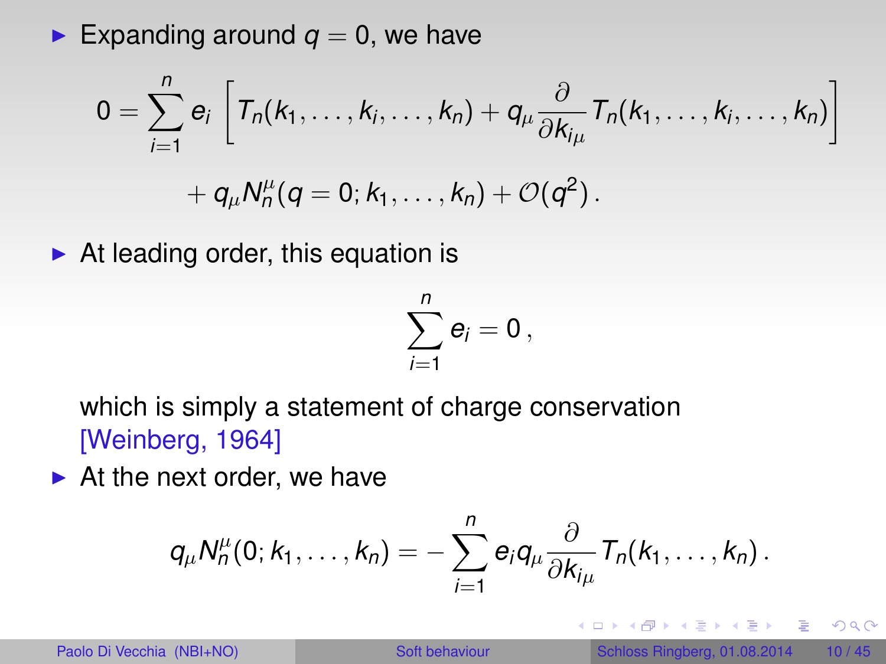- Expanding around $q = 0$, we have

$$0 = \sum_{i=1}^{n} e_i \left[ T_n(k_1, \ldots, k_i, \ldots, k_n) + q_\mu \frac{\partial}{\partial k_{i\mu}} T_n(k_1, \ldots, k_i, \ldots, k_n) \right] + q_\mu N_n^\mu(q = 0; k_1, \ldots, k_n) + \mathcal{O}(q^2) \, .$$

- At leading order, this equation is

$$\sum_{i=1}^{n} e_i = 0 \, ,$$

which is simply a statement of charge conservation [Weinberg, 1964]

- At the next order, we have

$$q_\mu N_n^\mu(0; k_1, \ldots, k_n) = - \sum_{i=1}^{n} e_i q_\mu \frac{\partial}{\partial k_{i\mu}} T_n(k_1, \ldots, k_n) \, .$$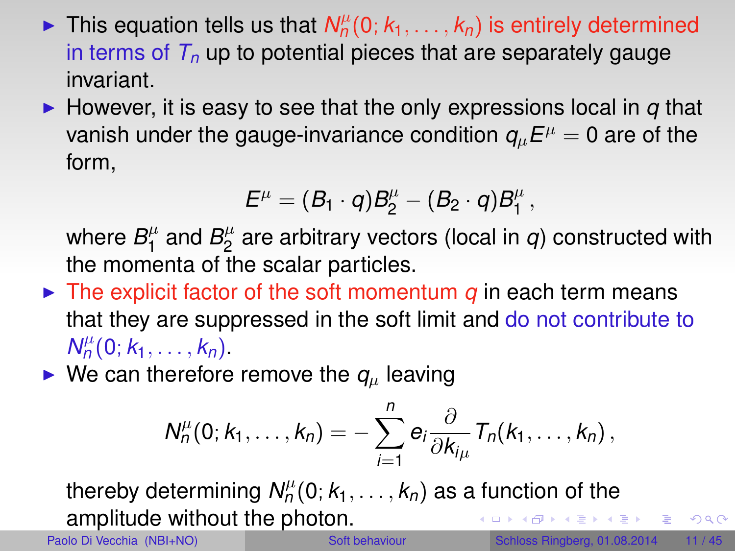- This equation tells us that $N_n^\mu(0; k_1, \ldots, k_n)$ is entirely determined in terms of $T_n$ up to potential pieces that are separately gauge invariant.
- However, it is easy to see that the only expressions local in $q$ that vanish under the gauge-invariance condition $q_\mu E^\mu = 0$ are of the form,

$$E^\mu = (B_1 \cdot q) B_2^\mu - (B_2 \cdot q) B_1^\mu \,,$$

  where $B_1^\mu$ and $B_2^\mu$ are arbitrary vectors (local in $q$) constructed with the momenta of the scalar particles.
- The explicit factor of the soft momentum $q$ in each term means that they are suppressed in the soft limit and do not contribute to $N_n^\mu(0; k_1, \ldots, k_n)$.
- We can therefore remove the $q_\mu$ leaving

$$N_n^\mu(0; k_1, \ldots, k_n) = -\sum_{i=1}^{n} e_i \frac{\partial}{\partial k_{i_\mu}} T_n(k_1, \ldots, k_n) \,,$$

  thereby determining $N_n^\mu(0; k_1, \ldots, k_n)$ as a function of the amplitude without the photon.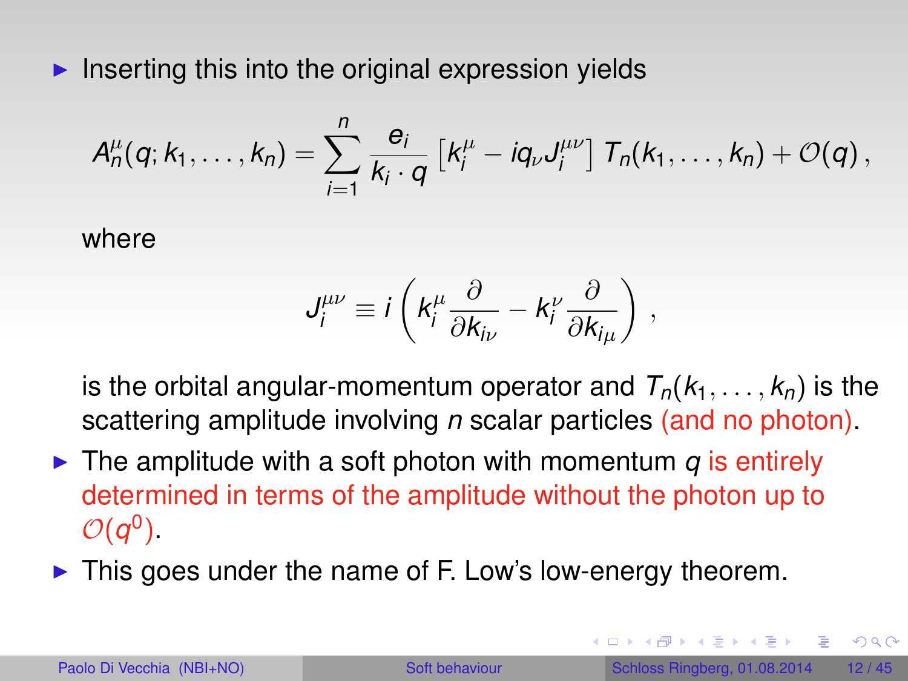- Inserting this into the original expression yields

$$A_n^\mu(q; k_1, \ldots, k_n) = \sum_{i=1}^{n} \frac{e_i}{k_i \cdot q} \left[ k_i^\mu - i q_\nu J_i^{\mu\nu} \right] T_n(k_1, \ldots, k_n) + \mathcal{O}(q) \, ,$$

  where

$$J_i^{\mu\nu} \equiv i \left( k_i^\mu \frac{\partial}{\partial k_{i_\nu}} - k_i^\nu \frac{\partial}{\partial k_{i_\mu}} \right) \, ,$$

  is the orbital angular-momentum operator and $T_n(k_1, \ldots, k_n)$ is the scattering amplitude involving $n$ scalar particles (and no photon).

- The amplitude with a soft photon with momentum $q$ is entirely determined in terms of the amplitude without the photon up to $\mathcal{O}(q^0)$.
- This goes under the name of F. Low's low-energy theorem.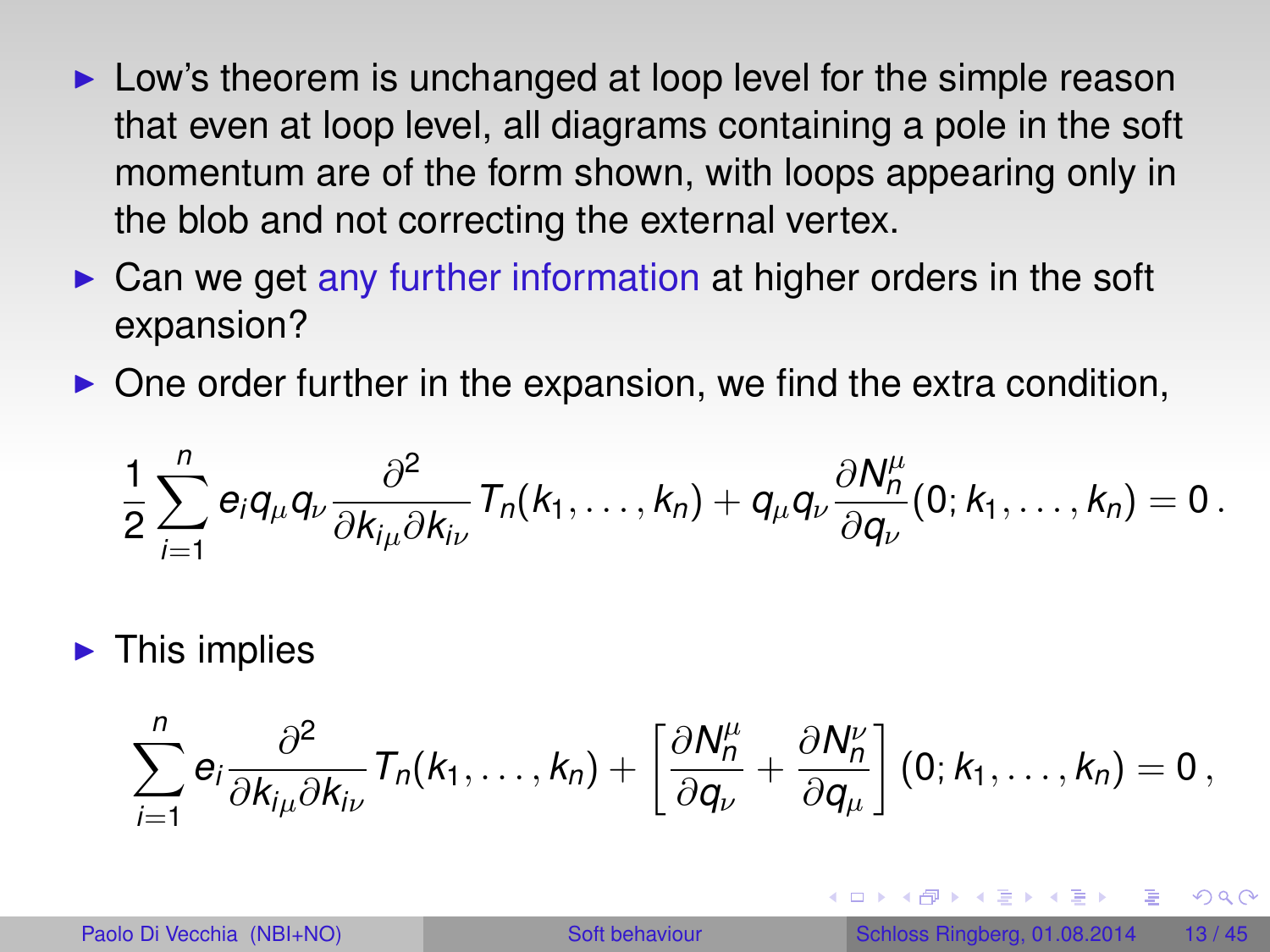- Low's theorem is unchanged at loop level for the simple reason that even at loop level, all diagrams containing a pole in the soft momentum are of the form shown, with loops appearing only in the blob and not correcting the external vertex.
- Can we get any further information at higher orders in the soft expansion?
- One order further in the expansion, we find the extra condition,

$$\frac{1}{2}\sum_{i=1}^{n} e_i q_\mu q_\nu \frac{\partial^2}{\partial k_{i\mu}\partial k_{i\nu}} T_n(k_1,\ldots,k_n) + q_\mu q_\nu \frac{\partial N_n^\mu}{\partial q_\nu}(0;k_1,\ldots,k_n) = 0\,.$$

- This implies

$$\sum_{i=1}^{n} e_i \frac{\partial^2}{\partial k_{i\mu}\partial k_{i\nu}} T_n(k_1,\ldots,k_n) + \left[\frac{\partial N_n^\mu}{\partial q_\nu} + \frac{\partial N_n^\nu}{\partial q_\mu}\right](0;k_1,\ldots,k_n) = 0\,,$$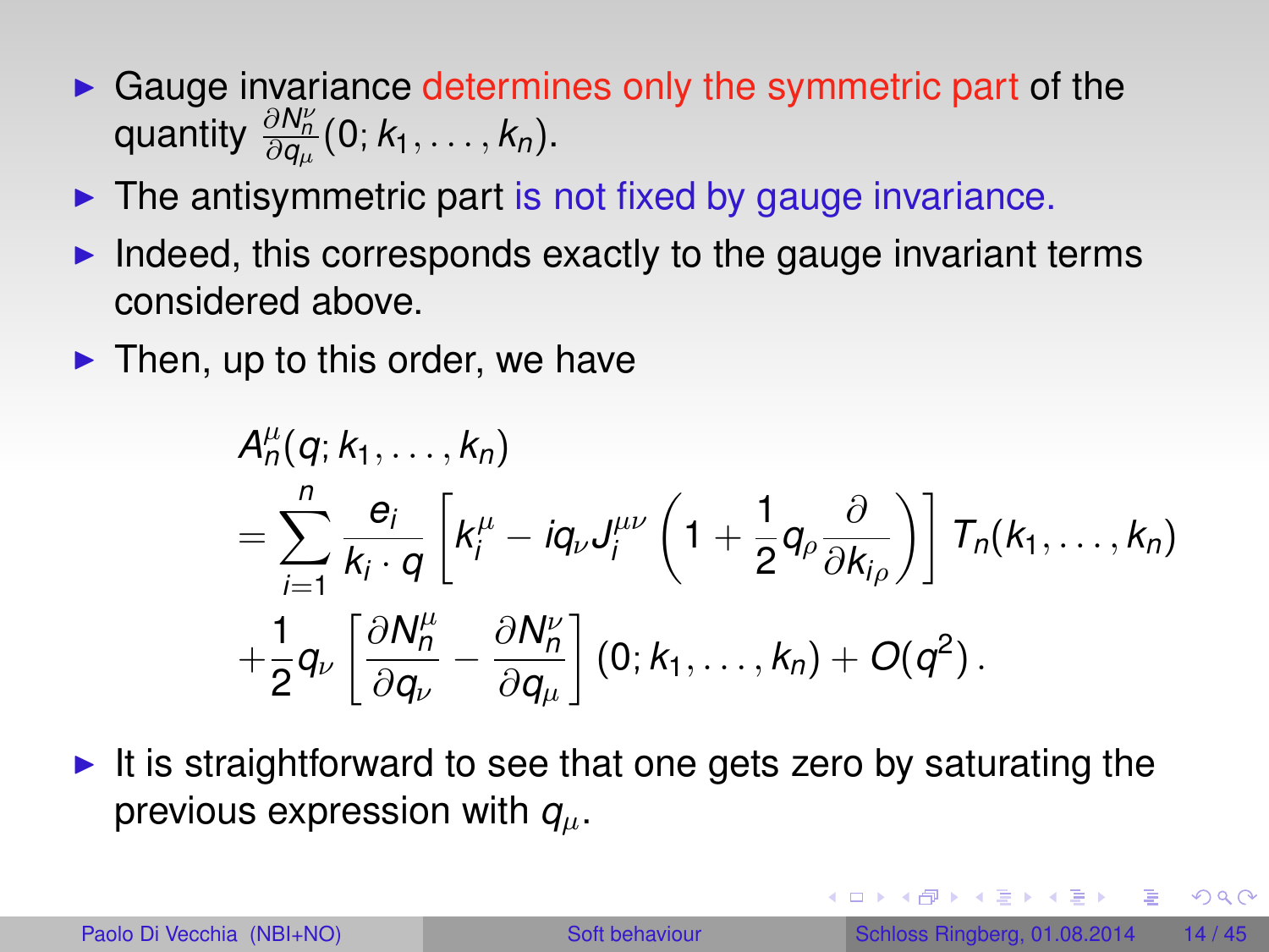- Gauge invariance determines only the symmetric part of the quantity $\frac{\partial N_n^\nu}{\partial q_\mu}(0; k_1, \ldots, k_n)$.
- The antisymmetric part is not fixed by gauge invariance.
- Indeed, this corresponds exactly to the gauge invariant terms considered above.
- Then, up to this order, we have

$$
\begin{aligned}
&A_n^\mu(q; k_1, \ldots, k_n) \\
&= \sum_{i=1}^{n} \frac{e_i}{k_i \cdot q} \left[ k_i^\mu - i q_\nu J_i^{\mu\nu} \left( 1 + \frac{1}{2} q_\rho \frac{\partial}{\partial k_{i\rho}} \right) \right] T_n(k_1, \ldots, k_n) \\
&+ \frac{1}{2} q_\nu \left[ \frac{\partial N_n^\mu}{\partial q_\nu} - \frac{\partial N_n^\nu}{\partial q_\mu} \right] (0; k_1, \ldots, k_n) + O(q^2)\,.
\end{aligned}
$$

- It is straightforward to see that one gets zero by saturating the previous expression with $q_\mu$.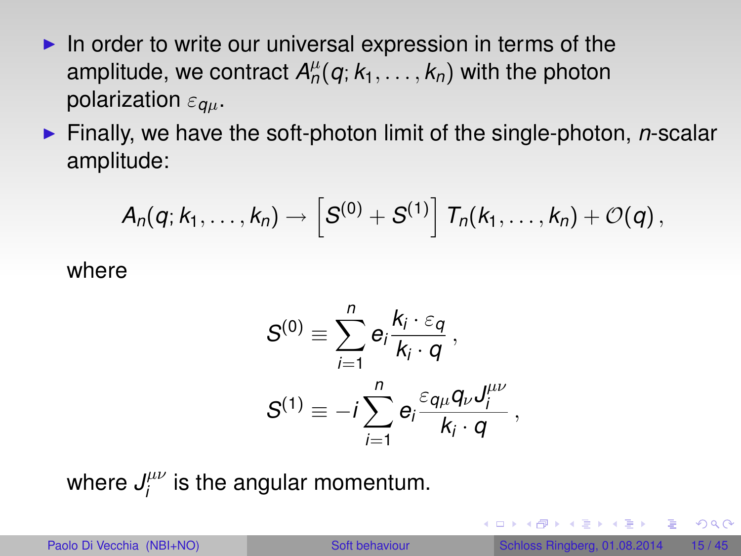- In order to write our universal expression in terms of the amplitude, we contract $A_n^\mu(q; k_1, \ldots, k_n)$ with the photon polarization $\varepsilon_{q\mu}$.
- Finally, we have the soft-photon limit of the single-photon, $n$-scalar amplitude:

$$
A_n(q; k_1, \ldots, k_n) \to \left[ S^{(0)} + S^{(1)} \right] T_n(k_1, \ldots, k_n) + \mathcal{O}(q) \,,
$$

where

$$
S^{(0)} \equiv \sum_{i=1}^{n} e_i \frac{k_i \cdot \varepsilon_q}{k_i \cdot q} \,,
$$

$$
S^{(1)} \equiv -i \sum_{i=1}^{n} e_i \frac{\varepsilon_{q\mu} q_\nu J_i^{\mu\nu}}{k_i \cdot q} \,,
$$

where $J_i^{\mu\nu}$ is the angular momentum.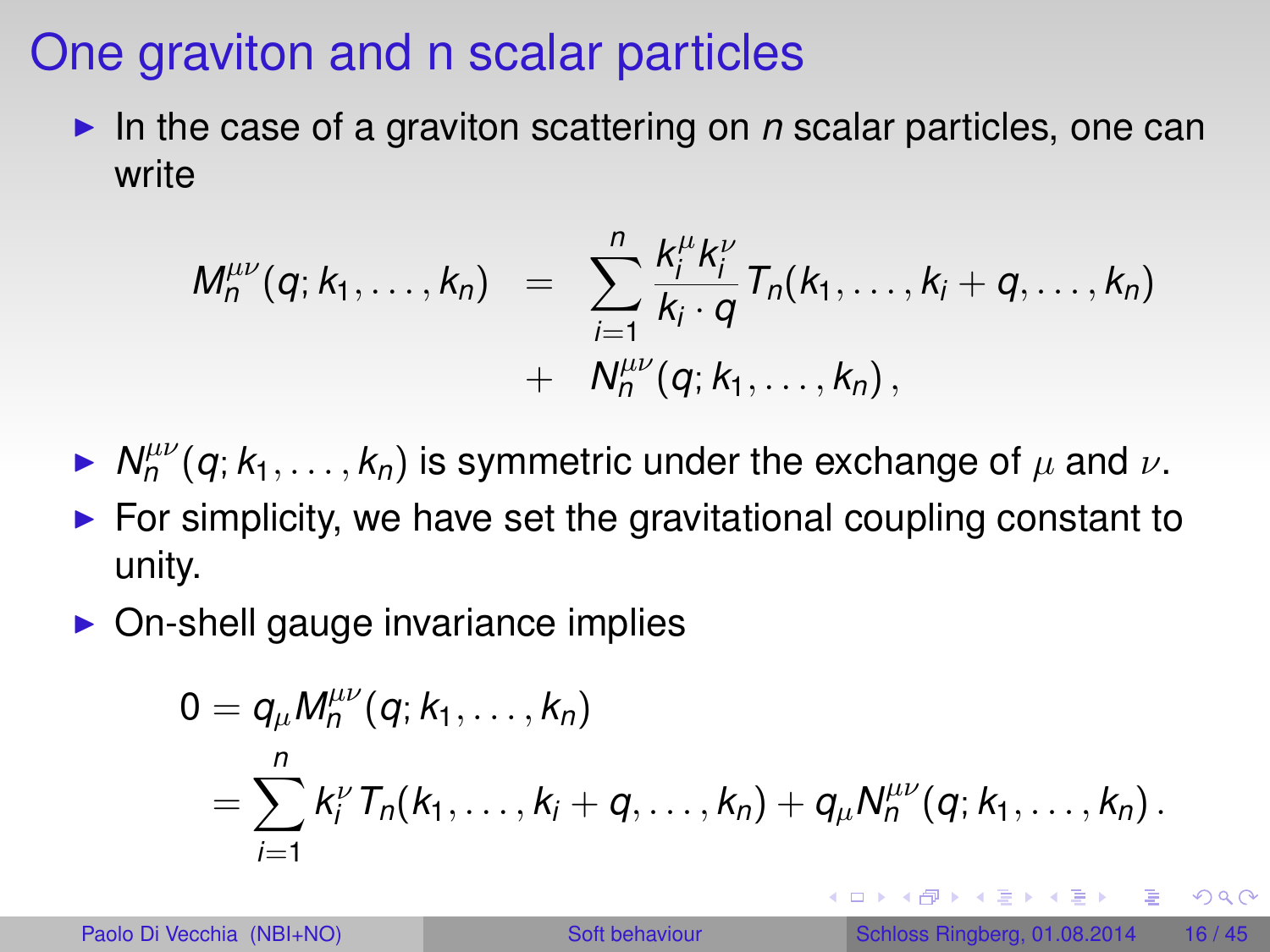# One graviton and n scalar particles

- In the case of a graviton scattering on *n* scalar particles, one can write

$$
\begin{aligned}
M_n^{\mu\nu}(q; k_1, \ldots, k_n) &= \sum_{i=1}^{n} \frac{k_i^\mu k_i^\nu}{k_i \cdot q} T_n(k_1, \ldots, k_i + q, \ldots, k_n) \\
&+ N_n^{\mu\nu}(q; k_1, \ldots, k_n) \,,
\end{aligned}
$$

- $N_n^{\mu\nu}(q; k_1, \ldots, k_n)$ is symmetric under the exchange of $\mu$ and $\nu$.
- For simplicity, we have set the gravitational coupling constant to unity.
- On-shell gauge invariance implies

$$
\begin{aligned}
0 &= q_\mu M_n^{\mu\nu}(q; k_1, \ldots, k_n) \\
&= \sum_{i=1}^{n} k_i^\nu T_n(k_1, \ldots, k_i + q, \ldots, k_n) + q_\mu N_n^{\mu\nu}(q; k_1, \ldots, k_n) \,.
\end{aligned}
$$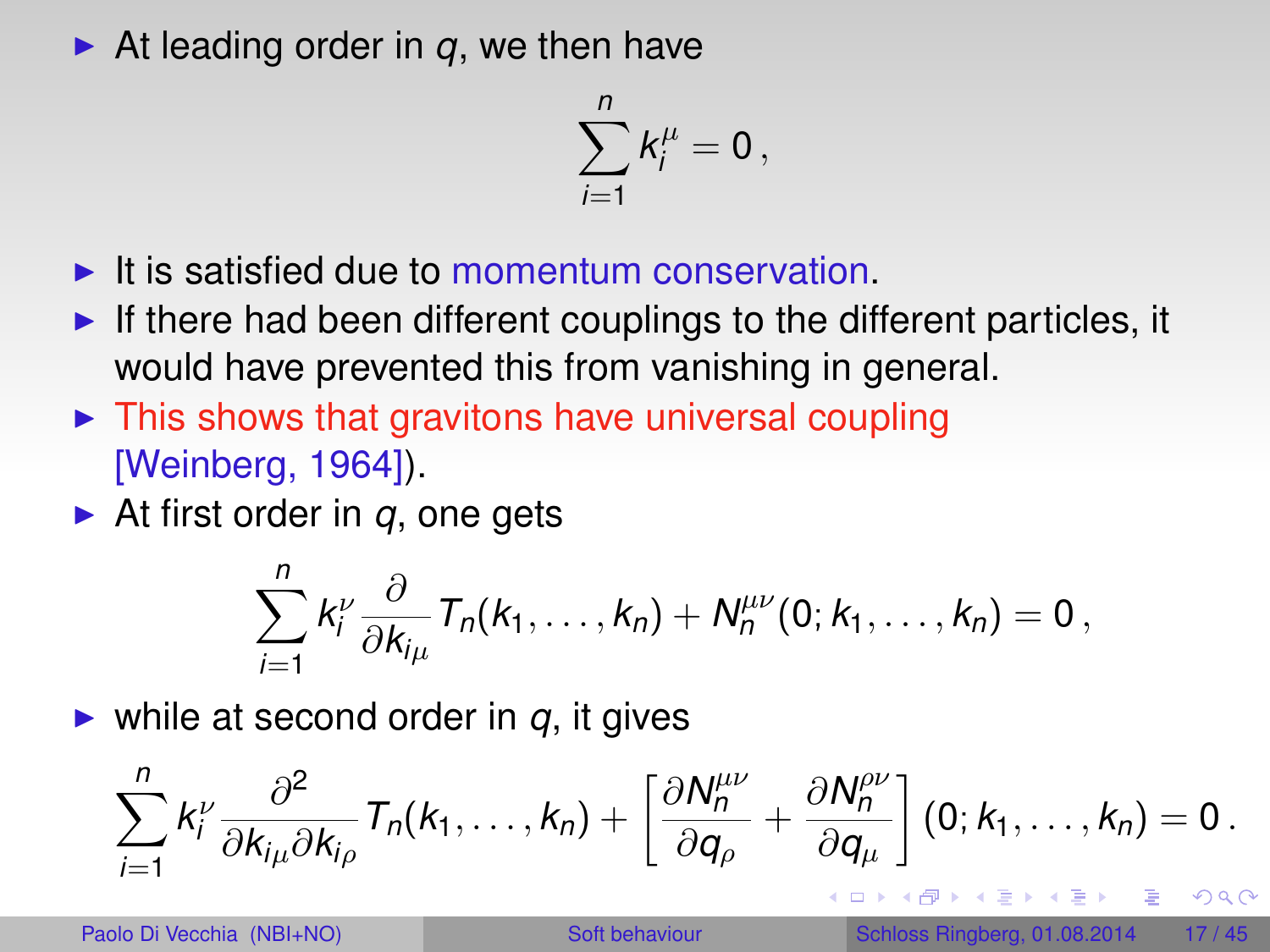- At leading order in $q$, we then have

$$\sum_{i=1}^{n} k_i^{\mu} = 0 \, ,$$

- It is satisfied due to momentum conservation.
- If there had been different couplings to the different particles, it would have prevented this from vanishing in general.
- This shows that gravitons have universal coupling [Weinberg, 1964]).
- At first order in $q$, one gets

$$\sum_{i=1}^{n} k_i^{\nu} \frac{\partial}{\partial k_{i\mu}} T_n(k_1, \ldots, k_n) + N_n^{\mu\nu}(0; k_1, \ldots, k_n) = 0 \, ,$$

- while at second order in $q$, it gives

$$\sum_{i=1}^{n} k_i^{\nu} \frac{\partial^2}{\partial k_{i\mu} \partial k_{i\rho}} T_n(k_1, \ldots, k_n) + \left[ \frac{\partial N_n^{\mu\nu}}{\partial q_{\rho}} + \frac{\partial N_n^{\rho\nu}}{\partial q_{\mu}} \right] (0; k_1, \ldots, k_n) = 0 \, .$$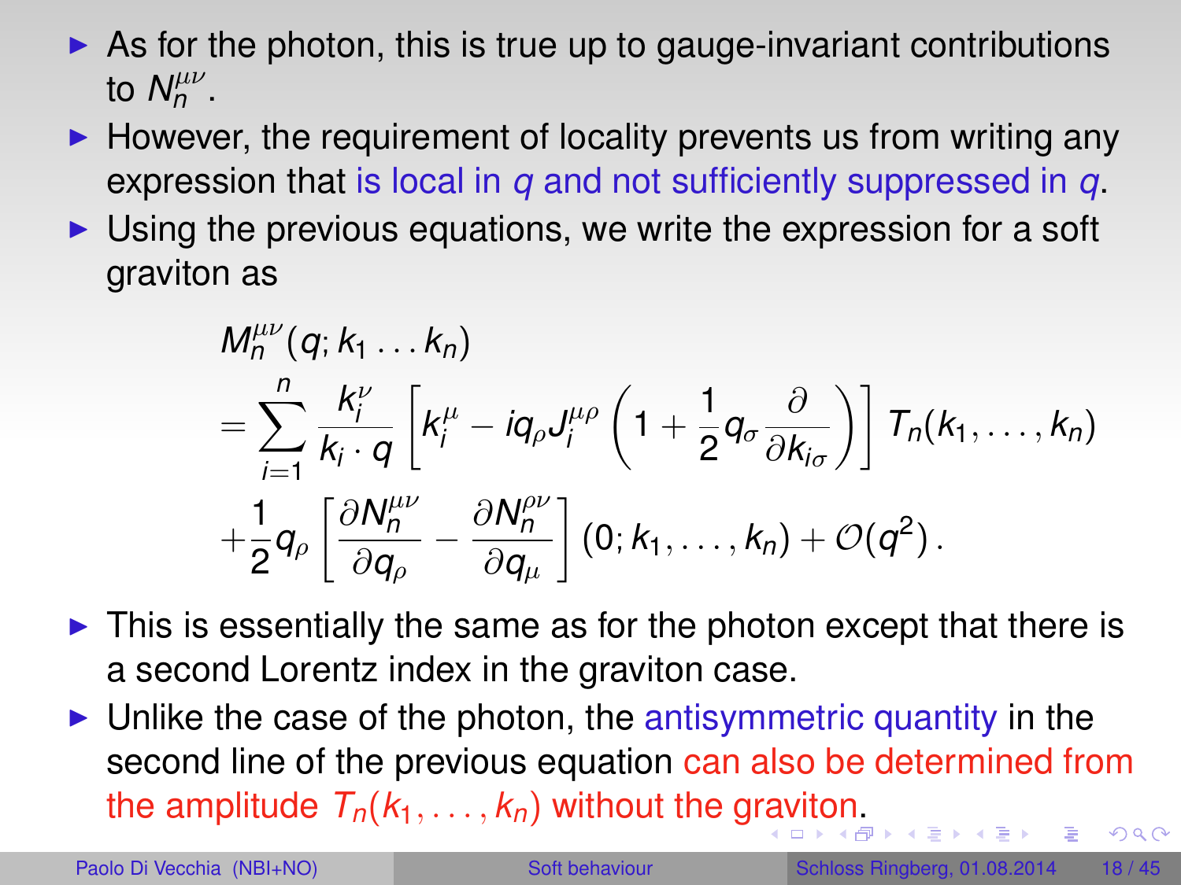- As for the photon, this is true up to gauge-invariant contributions to $N_n^{\mu\nu}$.
- However, the requirement of locality prevents us from writing any expression that is local in $q$ and not sufficiently suppressed in $q$.
- Using the previous equations, we write the expression for a soft graviton as

$$
\begin{aligned}
& M_n^{\mu\nu}(q; k_1 \dots k_n) \\
& = \sum_{i=1}^{n} \frac{k_i^\nu}{k_i \cdot q} \left[ k_i^\mu - i q_\rho J_i^{\mu\rho} \left( 1 + \frac{1}{2} q_\sigma \frac{\partial}{\partial k_{i\sigma}} \right) \right] T_n(k_1, \dots, k_n) \\
& + \frac{1}{2} q_\rho \left[ \frac{\partial N_n^{\mu\nu}}{\partial q_\rho} - \frac{\partial N_n^{\rho\nu}}{\partial q_\mu} \right] (0; k_1, \dots, k_n) + \mathcal{O}(q^2) \,.
\end{aligned}
$$

- This is essentially the same as for the photon except that there is a second Lorentz index in the graviton case.
- Unlike the case of the photon, the antisymmetric quantity in the second line of the previous equation can also be determined from the amplitude $T_n(k_1, \dots, k_n)$ without the graviton.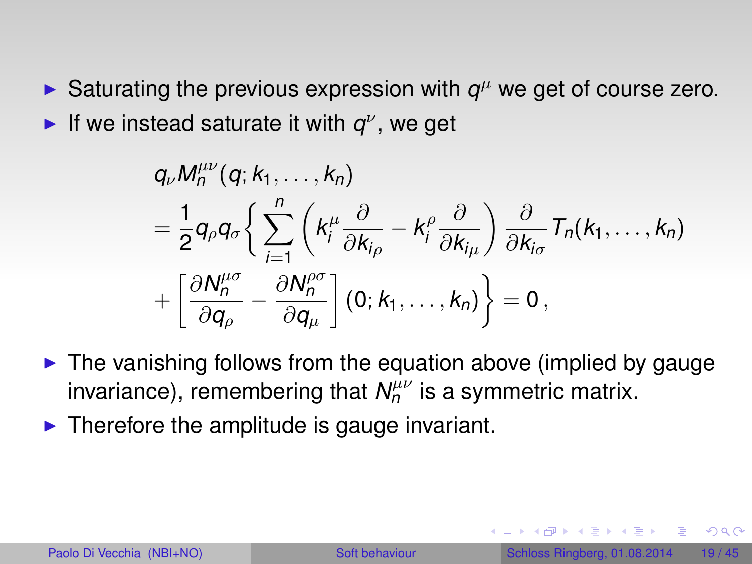- Saturating the previous expression with $q^\mu$ we get of course zero.
- If we instead saturate it with $q^\nu$, we get

$$
\begin{aligned}
& q_\nu M_n^{\mu\nu}(q; k_1, \ldots, k_n) \\
& = \frac{1}{2} q_\rho q_\sigma \Bigg\{ \sum_{i=1}^{n} \left( k_i^\mu \frac{\partial}{\partial k_{i_\rho}} - k_i^\rho \frac{\partial}{\partial k_{i_\mu}} \right) \frac{\partial}{\partial k_{i_\sigma}} T_n(k_1, \ldots, k_n) \\
& + \left[ \frac{\partial N_n^{\mu\sigma}}{\partial q_\rho} - \frac{\partial N_n^{\rho\sigma}}{\partial q_\mu} \right] (0; k_1, \ldots, k_n) \Bigg\} = 0 \, ,
\end{aligned}
$$

- The vanishing follows from the equation above (implied by gauge invariance), remembering that $N_n^{\mu\nu}$ is a symmetric matrix.
- Therefore the amplitude is gauge invariant.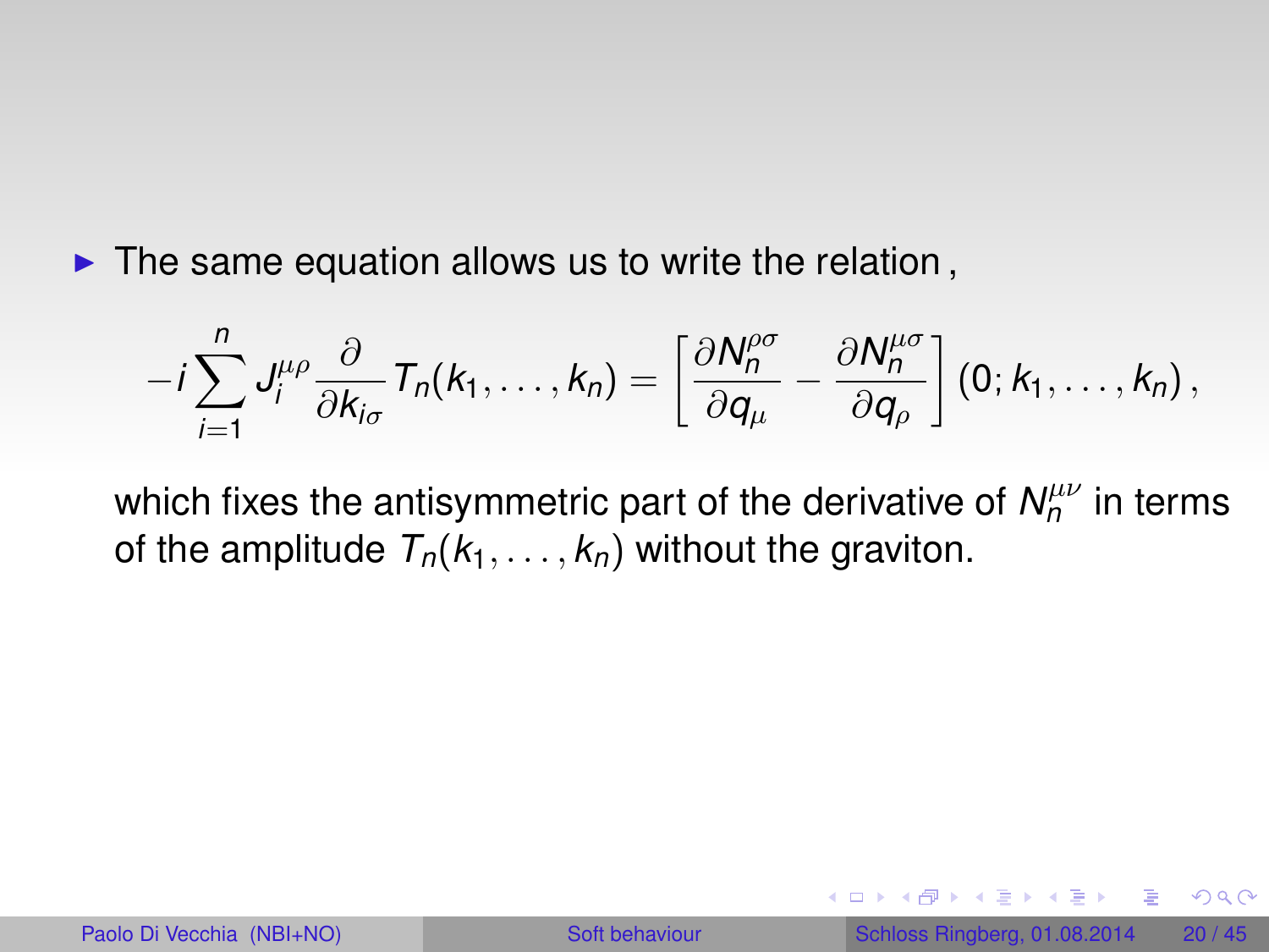- The same equation allows us to write the relation ,

$$-i\sum_{i=1}^{n} J_i^{\mu\rho}\frac{\partial}{\partial k_{i\sigma}}T_n(k_1,\ldots,k_n)=\left[\frac{\partial N_n^{\rho\sigma}}{\partial q_\mu}-\frac{\partial N_n^{\mu\sigma}}{\partial q_\rho}\right](0;k_1,\ldots,k_n)\,,$$

  which fixes the antisymmetric part of the derivative of $N_n^{\mu\nu}$ in terms of the amplitude $T_n(k_1,\ldots,k_n)$ without the graviton.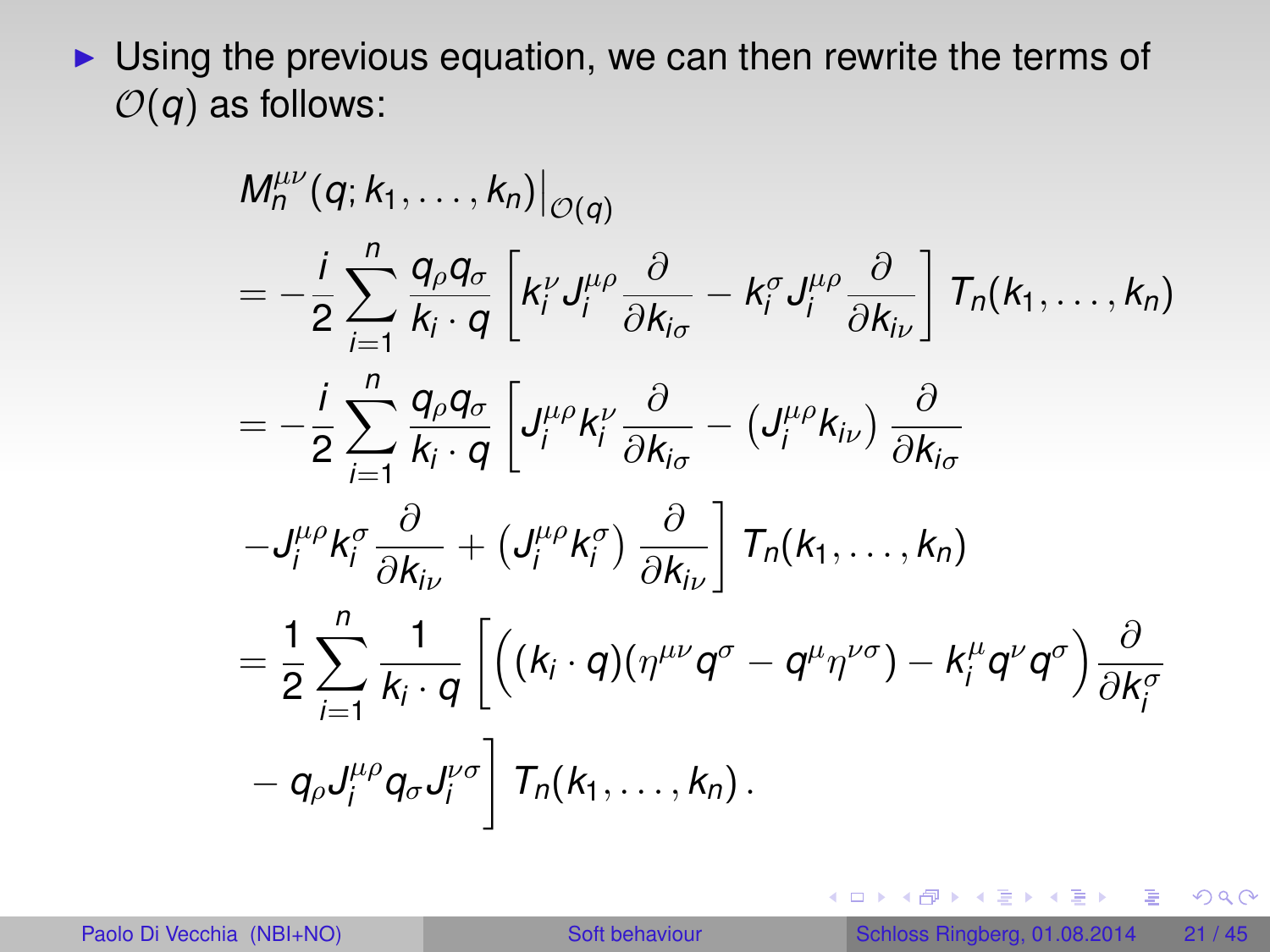- Using the previous equation, we can then rewrite the terms of $\mathcal{O}(q)$ as follows:

$$
\begin{aligned}
& M_n^{\mu\nu}(q; k_1, \ldots, k_n)\big|_{\mathcal{O}(q)} \\
&= -\frac{i}{2}\sum_{i=1}^{n} \frac{q_\rho q_\sigma}{k_i \cdot q}\left[k_i^\nu J_i^{\mu\rho}\frac{\partial}{\partial k_{i\sigma}} - k_i^\sigma J_i^{\mu\rho}\frac{\partial}{\partial k_{i\nu}}\right] T_n(k_1, \ldots, k_n) \\
&= -\frac{i}{2}\sum_{i=1}^{n} \frac{q_\rho q_\sigma}{k_i \cdot q}\left[J_i^{\mu\rho} k_i^\nu \frac{\partial}{\partial k_{i\sigma}} - \left(J_i^{\mu\rho} k_{i\nu}\right)\frac{\partial}{\partial k_{i\sigma}}\right. \\
& \left. - J_i^{\mu\rho} k_i^\sigma \frac{\partial}{\partial k_{i\nu}} + \left(J_i^{\mu\rho} k_i^\sigma\right)\frac{\partial}{\partial k_{i\nu}}\right] T_n(k_1, \ldots, k_n) \\
&= \frac{1}{2}\sum_{i=1}^{n} \frac{1}{k_i \cdot q}\left[\Big((k_i \cdot q)(\eta^{\mu\nu} q^\sigma - q^\mu \eta^{\nu\sigma}) - k_i^\mu q^\nu q^\sigma\Big)\frac{\partial}{\partial k_i^\sigma}\right. \\
& \left. - q_\rho J_i^{\mu\rho} q_\sigma J_i^{\nu\sigma}\right] T_n(k_1, \ldots, k_n)\,.
\end{aligned}
$$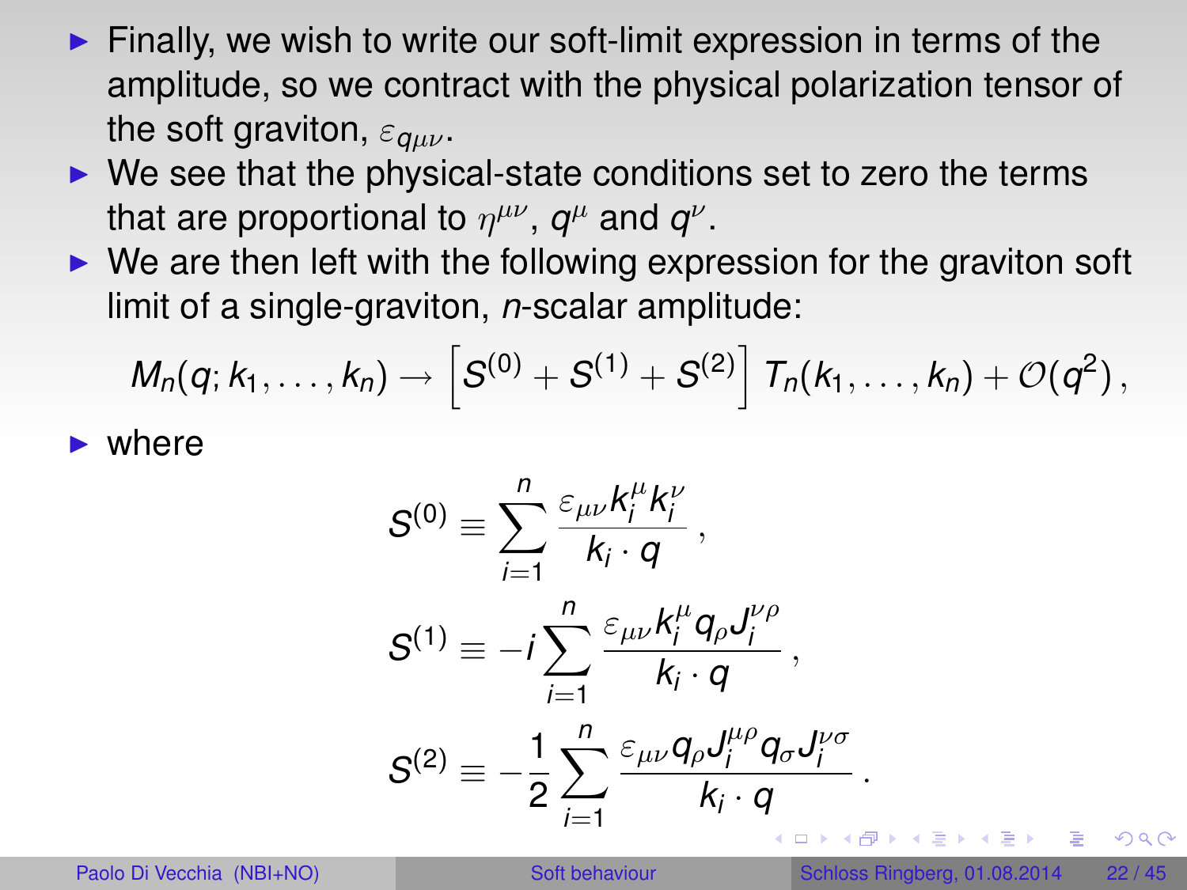- Finally, we wish to write our soft-limit expression in terms of the amplitude, so we contract with the physical polarization tensor of the soft graviton, $\varepsilon_{q\mu\nu}$.
- We see that the physical-state conditions set to zero the terms that are proportional to $\eta^{\mu\nu}$, $q^\mu$ and $q^\nu$.
- We are then left with the following expression for the graviton soft limit of a single-graviton, $n$-scalar amplitude:

$$M_n(q; k_1, \ldots, k_n) \to \left[ S^{(0)} + S^{(1)} + S^{(2)} \right] T_n(k_1, \ldots, k_n) + \mathcal{O}(q^2) \, ,$$

- where

$$S^{(0)} \equiv \sum_{i=1}^{n} \frac{\varepsilon_{\mu\nu} k_i^\mu k_i^\nu}{k_i \cdot q} \, ,$$

$$S^{(1)} \equiv -i \sum_{i=1}^{n} \frac{\varepsilon_{\mu\nu} k_i^\mu q_\rho J_i^{\nu\rho}}{k_i \cdot q} \, ,$$

$$S^{(2)} \equiv -\frac{1}{2} \sum_{i=1}^{n} \frac{\varepsilon_{\mu\nu} q_\rho J_i^{\mu\rho} q_\sigma J_i^{\nu\sigma}}{k_i \cdot q} \, .$$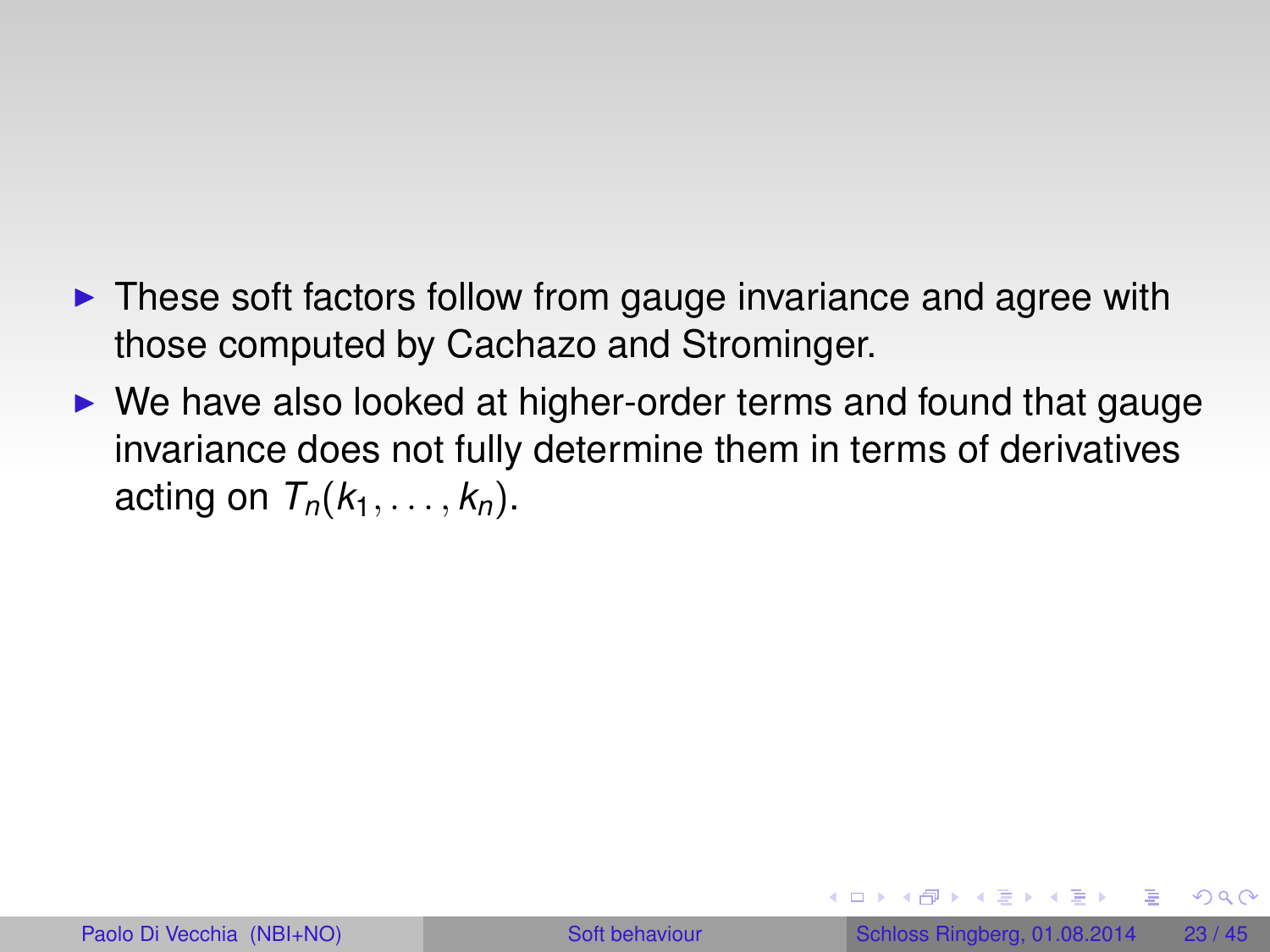- These soft factors follow from gauge invariance and agree with those computed by Cachazo and Strominger.
- We have also looked at higher-order terms and found that gauge invariance does not fully determine them in terms of derivatives acting on $T_n(k_1, \ldots, k_n)$.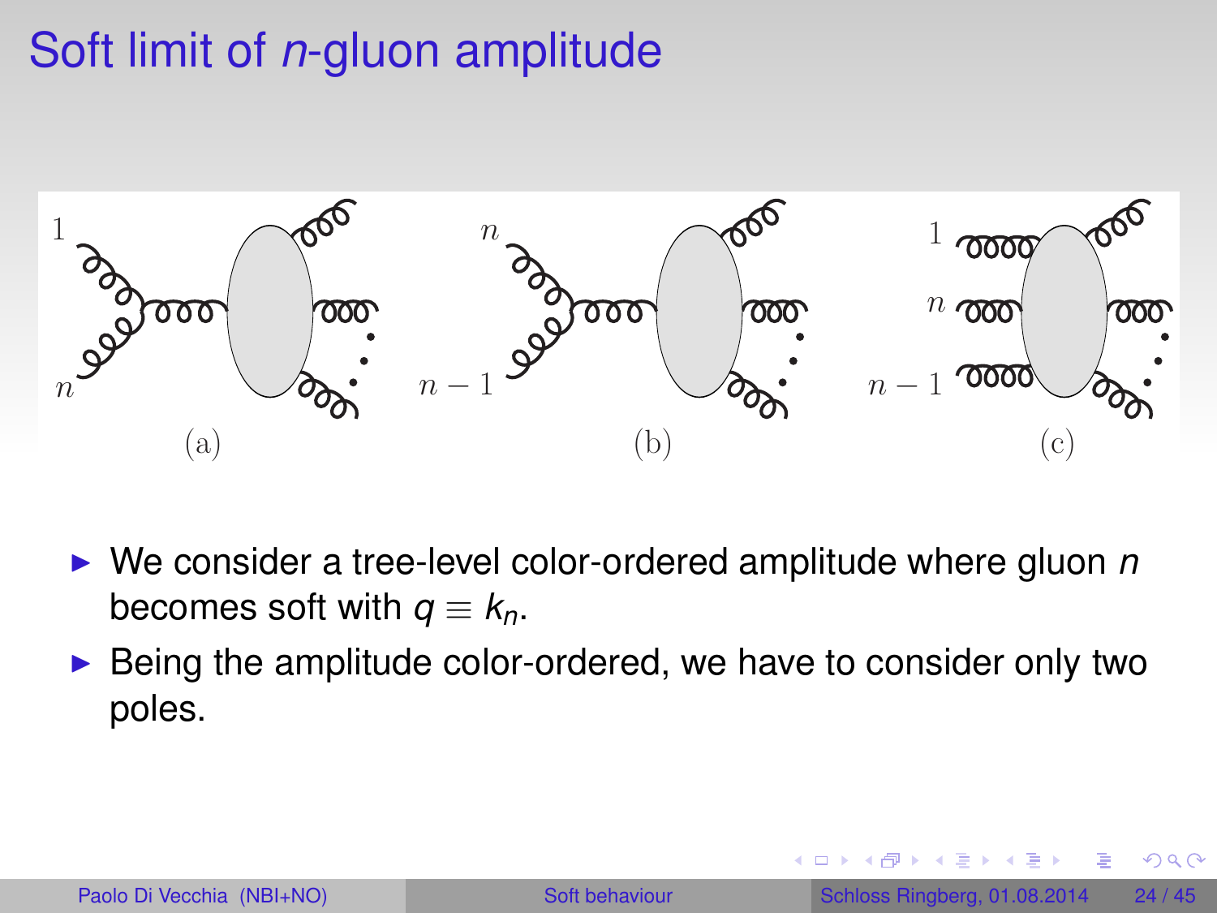# Soft limit of $n$-gluon amplitude

(a) (b) (c)

- We consider a tree-level color-ordered amplitude where gluon $n$ becomes soft with $q \equiv k_n$.
- Being the amplitude color-ordered, we have to consider only two poles.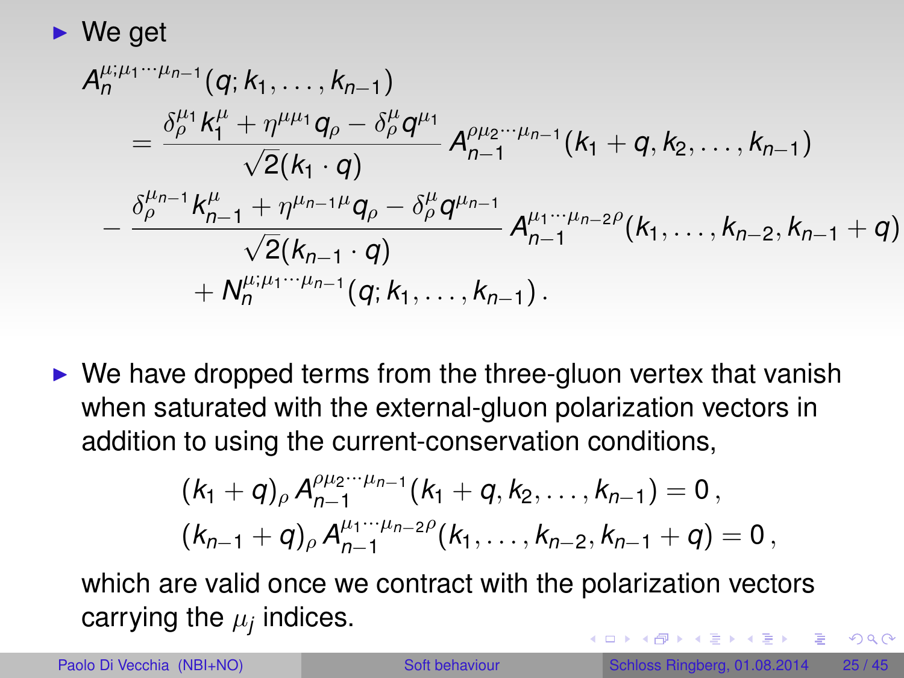- We get

$$
\begin{aligned}
& A_n^{\mu;\mu_1\cdots\mu_{n-1}}(q;k_1,\ldots,k_{n-1}) \\
& \quad = \frac{\delta_\rho^{\mu_1} k_1^\mu + \eta^{\mu\mu_1} q_\rho - \delta_\rho^\mu q^{\mu_1}}{\sqrt{2}(k_1\cdot q)} A_{n-1}^{\rho\mu_2\cdots\mu_{n-1}}(k_1+q,k_2,\ldots,k_{n-1}) \\
& \quad - \frac{\delta_\rho^{\mu_{n-1}} k_{n-1}^\mu + \eta^{\mu_{n-1}\mu} q_\rho - \delta_\rho^\mu q^{\mu_{n-1}}}{\sqrt{2}(k_{n-1}\cdot q)} A_{n-1}^{\mu_1\cdots\mu_{n-2}\rho}(k_1,\ldots,k_{n-2},k_{n-1}+q) \\
& \qquad + N_n^{\mu;\mu_1\cdots\mu_{n-1}}(q;k_1,\ldots,k_{n-1})\,.
\end{aligned}
$$

- We have dropped terms from the three-gluon vertex that vanish when saturated with the external-gluon polarization vectors in addition to using the current-conservation conditions,

$$
\begin{aligned}
(k_1+q)_\rho\, A_{n-1}^{\rho\mu_2\cdots\mu_{n-1}}(k_1+q,k_2,\ldots,k_{n-1}) &= 0\,, \\
(k_{n-1}+q)_\rho\, A_{n-1}^{\mu_1\cdots\mu_{n-2}\rho}(k_1,\ldots,k_{n-2},k_{n-1}+q) &= 0\,,
\end{aligned}
$$

which are valid once we contract with the polarization vectors carrying the $\mu_j$ indices.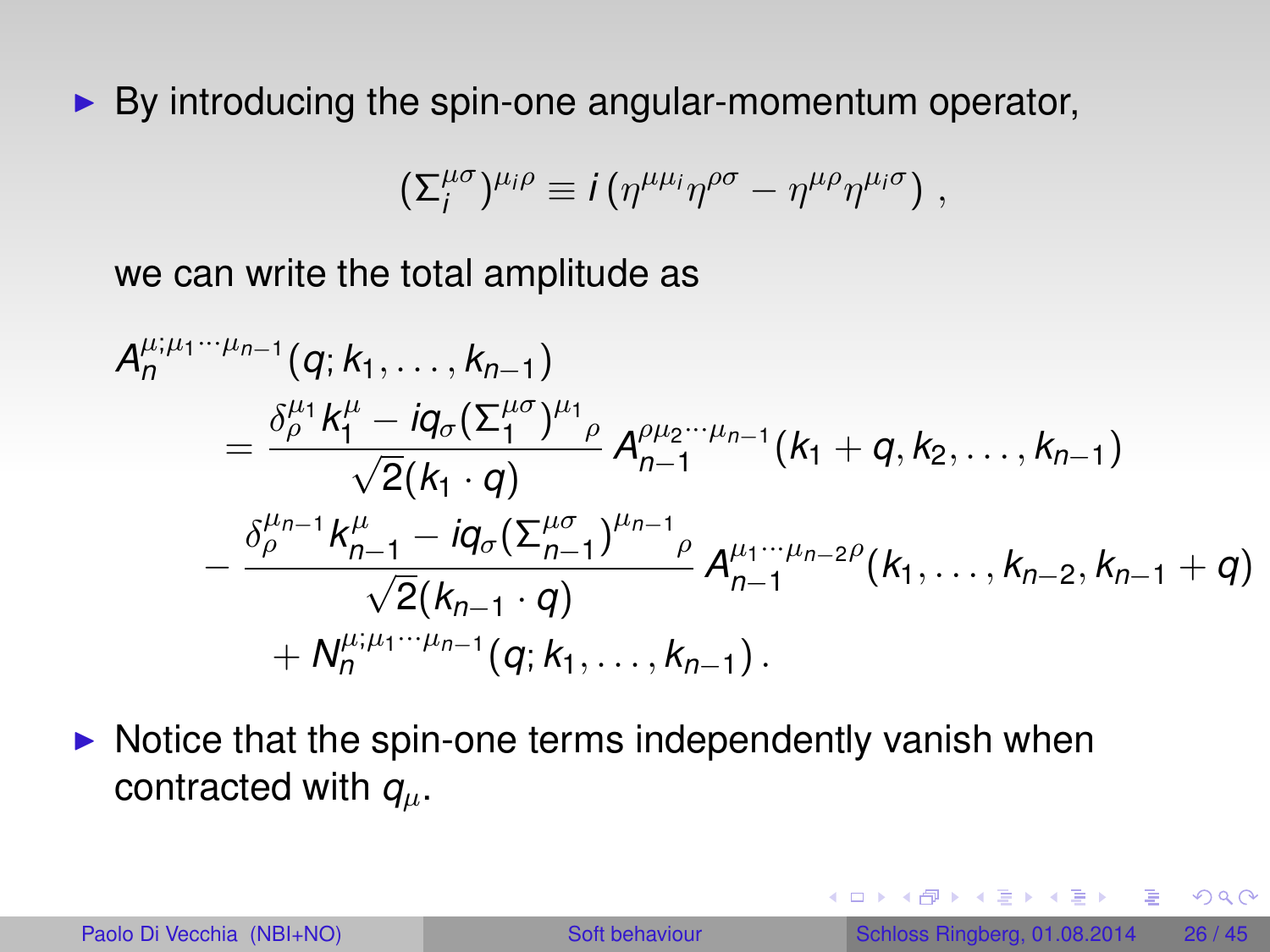- By introducing the spin-one angular-momentum operator,

$$(\Sigma_i^{\mu\sigma})^{\mu_i\rho} \equiv i\left(\eta^{\mu\mu_i}\eta^{\rho\sigma} - \eta^{\mu\rho}\eta^{\mu_i\sigma}\right),$$

  we can write the total amplitude as

$$\begin{aligned}
&A_n^{\mu;\mu_1\cdots\mu_{n-1}}(q;k_1,\ldots,k_{n-1}) \\
&\quad = \frac{\delta_\rho^{\mu_1}k_1^\mu - iq_\sigma(\Sigma_1^{\mu\sigma})^{\mu_1}{}_\rho}{\sqrt{2}(k_1\cdot q)}\,A_{n-1}^{\rho\mu_2\cdots\mu_{n-1}}(k_1+q,k_2,\ldots,k_{n-1}) \\
&\quad - \frac{\delta_\rho^{\mu_{n-1}}k_{n-1}^\mu - iq_\sigma(\Sigma_{n-1}^{\mu\sigma})^{\mu_{n-1}}{}_\rho}{\sqrt{2}(k_{n-1}\cdot q)}\,A_{n-1}^{\mu_1\cdots\mu_{n-2}\rho}(k_1,\ldots,k_{n-2},k_{n-1}+q) \\
&\qquad + N_n^{\mu;\mu_1\cdots\mu_{n-1}}(q;k_1,\ldots,k_{n-1})\,.
\end{aligned}$$

- Notice that the spin-one terms independently vanish when contracted with $q_\mu$.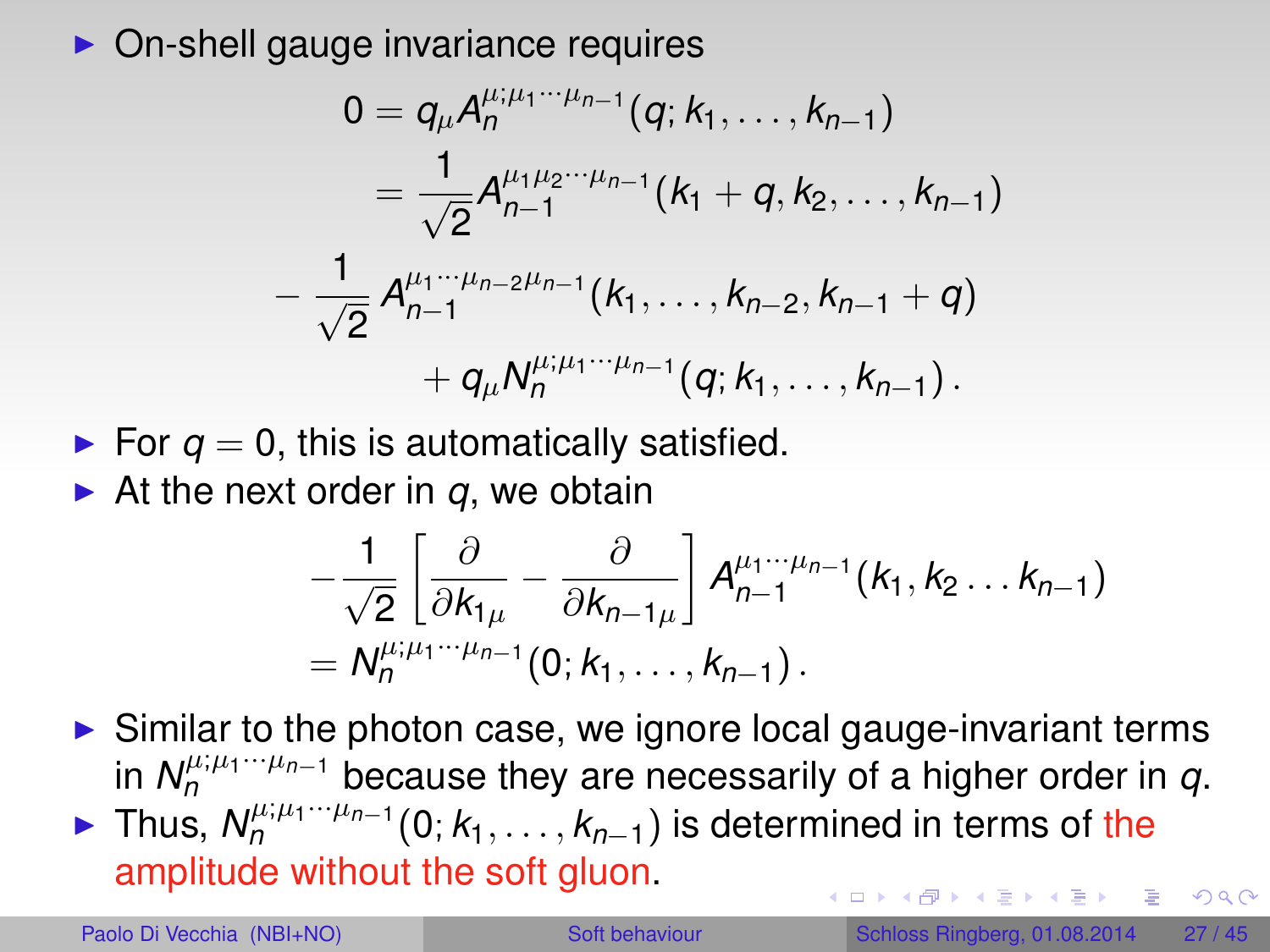- On-shell gauge invariance requires

$$
\begin{aligned}
0 &= q_\mu A_n^{\mu;\mu_1\cdots\mu_{n-1}}(q;k_1,\ldots,k_{n-1}) \\
&= \frac{1}{\sqrt{2}} A_{n-1}^{\mu_1\mu_2\cdots\mu_{n-1}}(k_1+q,k_2,\ldots,k_{n-1}) \\
&- \frac{1}{\sqrt{2}} A_{n-1}^{\mu_1\cdots\mu_{n-2}\mu_{n-1}}(k_1,\ldots,k_{n-2},k_{n-1}+q) \\
&+ q_\mu N_n^{\mu;\mu_1\cdots\mu_{n-1}}(q;k_1,\ldots,k_{n-1}) \,.
\end{aligned}
$$

- For $q=0$, this is automatically satisfied.
- At the next order in $q$, we obtain

$$
\begin{aligned}
&-\frac{1}{\sqrt{2}}\left[\frac{\partial}{\partial k_{1\mu}} - \frac{\partial}{\partial k_{n-1\mu}}\right] A_{n-1}^{\mu_1\cdots\mu_{n-1}}(k_1,k_2\ldots k_{n-1}) \\
&= N_n^{\mu;\mu_1\cdots\mu_{n-1}}(0;k_1,\ldots,k_{n-1}) \,.
\end{aligned}
$$

- Similar to the photon case, we ignore local gauge-invariant terms in $N_n^{\mu;\mu_1\cdots\mu_{n-1}}$ because they are necessarily of a higher order in $q$.
- Thus, $N_n^{\mu;\mu_1\cdots\mu_{n-1}}(0;k_1,\ldots,k_{n-1})$ is determined in terms of the amplitude without the soft gluon.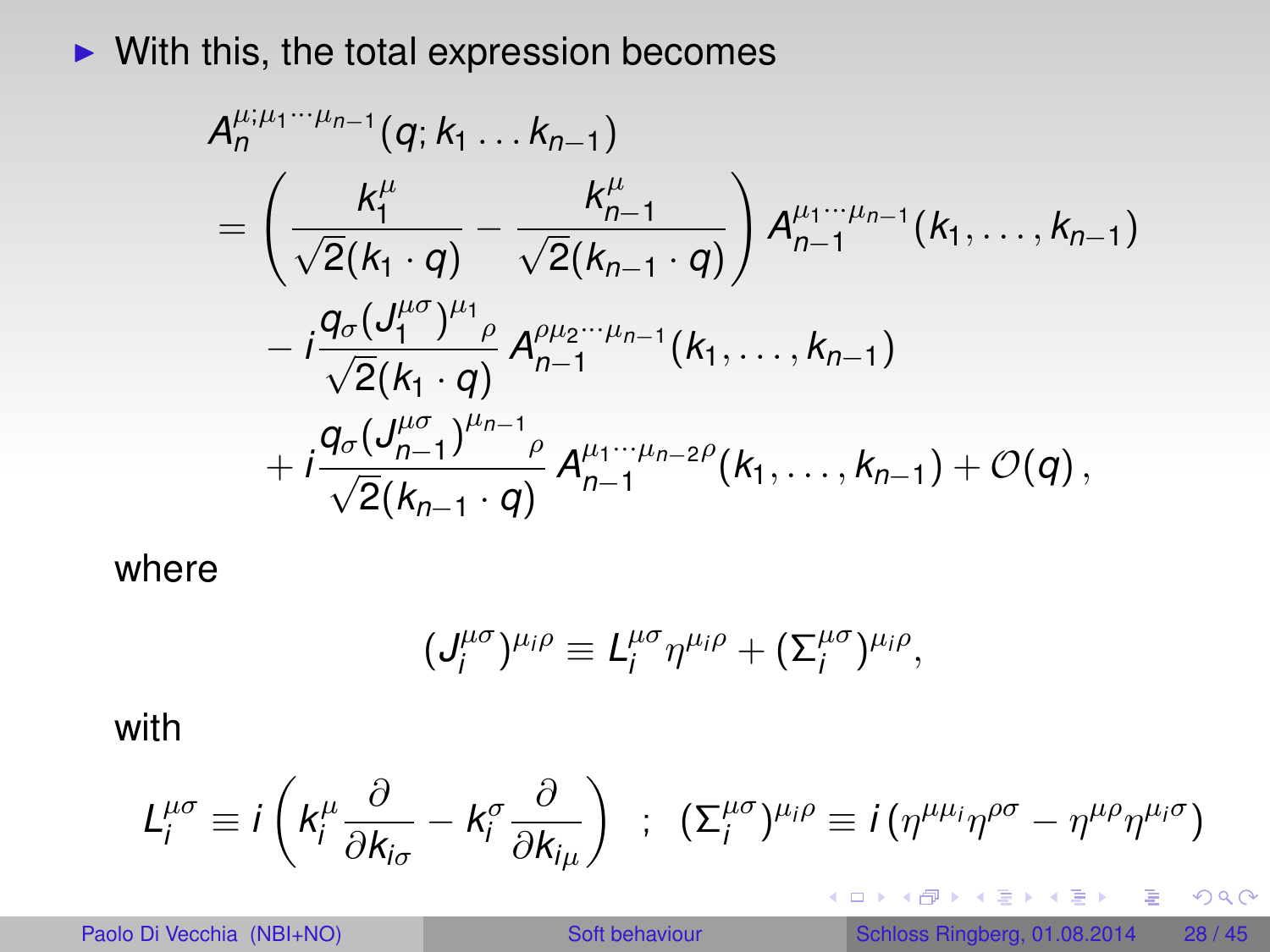- With this, the total expression becomes

$$
\begin{aligned}
&A_n^{\mu;\mu_1\cdots\mu_{n-1}}(q;k_1\ldots k_{n-1}) \\
&= \left( \frac{k_1^\mu}{\sqrt{2}(k_1\cdot q)} - \frac{k_{n-1}^\mu}{\sqrt{2}(k_{n-1}\cdot q)} \right) A_{n-1}^{\mu_1\cdots\mu_{n-1}}(k_1,\ldots,k_{n-1}) \\
&\quad - i\frac{q_\sigma (J_1^{\mu\sigma})^{\mu_1}{}_\rho}{\sqrt{2}(k_1\cdot q)} A_{n-1}^{\rho\mu_2\cdots\mu_{n-1}}(k_1,\ldots,k_{n-1}) \\
&\quad + i\frac{q_\sigma (J_{n-1}^{\mu\sigma})^{\mu_{n-1}}{}_\rho}{\sqrt{2}(k_{n-1}\cdot q)} A_{n-1}^{\mu_1\cdots\mu_{n-2}\rho}(k_1,\ldots,k_{n-1}) + \mathcal{O}(q)\,,
\end{aligned}
$$

where

$$
(J_i^{\mu\sigma})^{\mu_i\rho} \equiv L_i^{\mu\sigma}\eta^{\mu_i\rho} + (\Sigma_i^{\mu\sigma})^{\mu_i\rho},
$$

with

$$
L_i^{\mu\sigma} \equiv i\left( k_i^\mu \frac{\partial}{\partial k_{i\sigma}} - k_i^\sigma \frac{\partial}{\partial k_{i_\mu}} \right) \quad ; \quad (\Sigma_i^{\mu\sigma})^{\mu_i\rho} \equiv i\left( \eta^{\mu\mu_i}\eta^{\rho\sigma} - \eta^{\mu\rho}\eta^{\mu_i\sigma} \right)
$$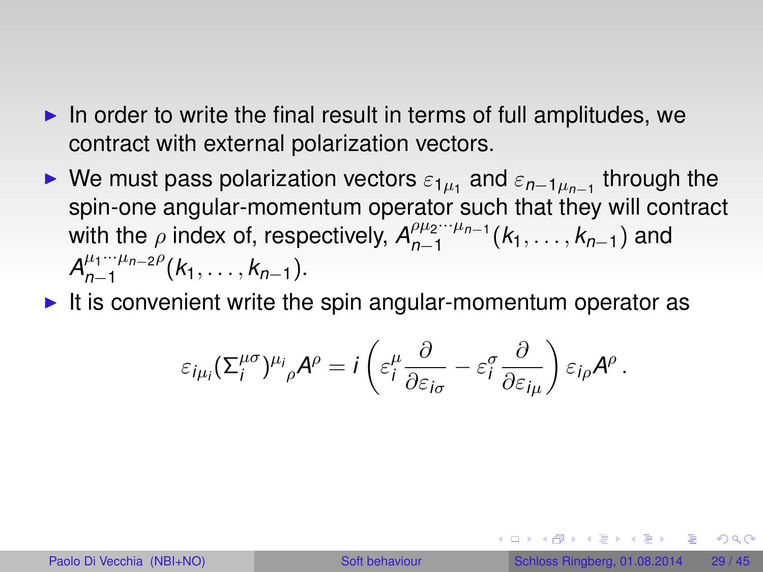- In order to write the final result in terms of full amplitudes, we contract with external polarization vectors.
- We must pass polarization vectors $\varepsilon_{1\mu_1}$ and $\varepsilon_{n-1\mu_{n-1}}$ through the spin-one angular-momentum operator such that they will contract with the $\rho$ index of, respectively, $A_{n-1}^{\rho\mu_2\cdots\mu_{n-1}}(k_1,\ldots,k_{n-1})$ and $A_{n-1}^{\mu_1\cdots\mu_{n-2}\rho}(k_1,\ldots,k_{n-1})$.
- It is convenient write the spin angular-momentum operator as

$$\varepsilon_{i\mu_i}(\Sigma_i^{\mu\sigma})^{\mu_i}{}_{\rho}A^{\rho} = i\left(\varepsilon_i^{\mu}\frac{\partial}{\partial\varepsilon_{i\sigma}} - \varepsilon_i^{\sigma}\frac{\partial}{\partial\varepsilon_{i\mu}}\right)\varepsilon_{i\rho}A^{\rho}\,.$$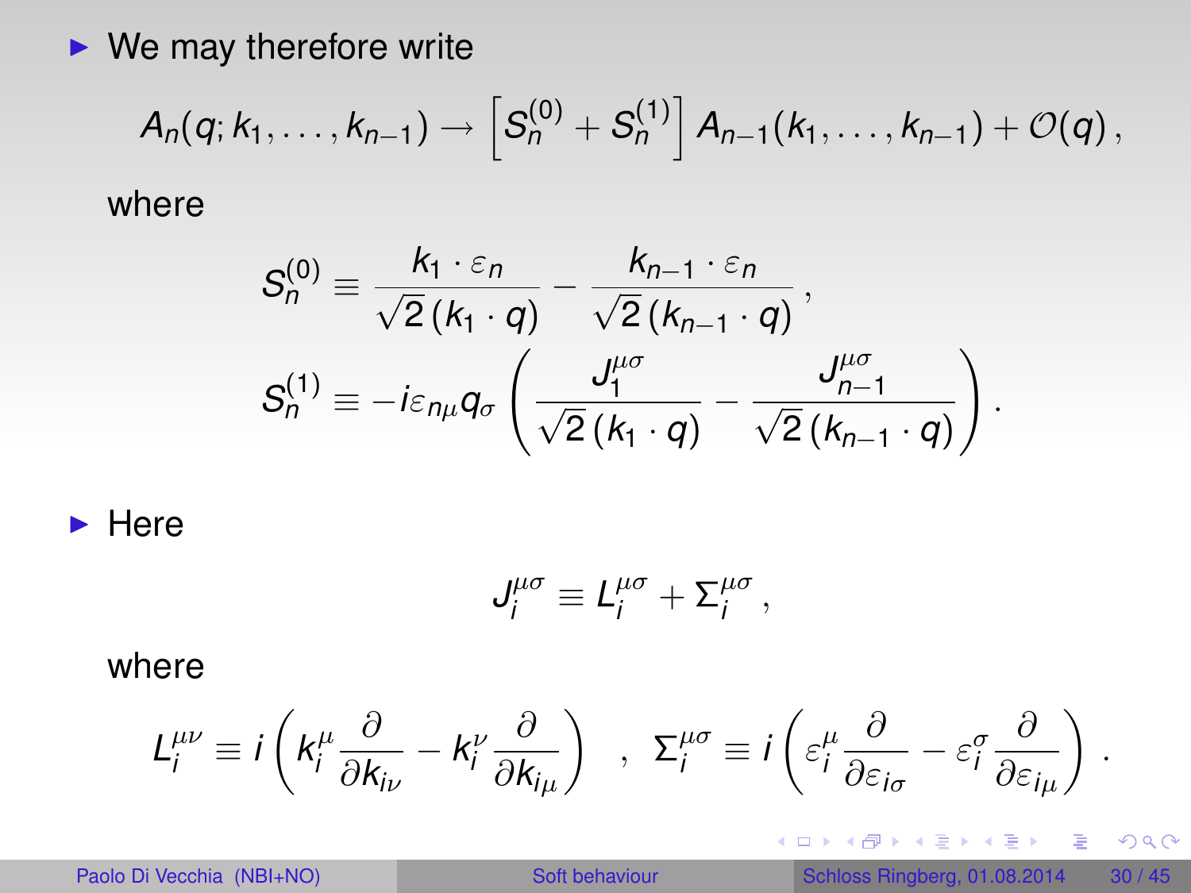- We may therefore write

$$A_n(q; k_1, \ldots, k_{n-1}) \to \left[ S_n^{(0)} + S_n^{(1)} \right] A_{n-1}(k_1, \ldots, k_{n-1}) + \mathcal{O}(q) \, ,$$

where

$$S_n^{(0)} \equiv \frac{k_1 \cdot \varepsilon_n}{\sqrt{2}\,(k_1 \cdot q)} - \frac{k_{n-1} \cdot \varepsilon_n}{\sqrt{2}\,(k_{n-1} \cdot q)} \, ,$$

$$S_n^{(1)} \equiv -i \varepsilon_{n\mu} q_\sigma \left( \frac{J_1^{\mu\sigma}}{\sqrt{2}\,(k_1 \cdot q)} - \frac{J_{n-1}^{\mu\sigma}}{\sqrt{2}\,(k_{n-1} \cdot q)} \right) .$$

- Here

$$J_i^{\mu\sigma} \equiv L_i^{\mu\sigma} + \Sigma_i^{\mu\sigma} \, ,$$

where

$$L_i^{\mu\nu} \equiv i \left( k_i^\mu \frac{\partial}{\partial k_{i\nu}} - k_i^\nu \frac{\partial}{\partial k_{i\mu}} \right) \quad , \quad \Sigma_i^{\mu\sigma} \equiv i \left( \varepsilon_i^\mu \frac{\partial}{\partial \varepsilon_{i\sigma}} - \varepsilon_i^\sigma \frac{\partial}{\partial \varepsilon_{i\mu}} \right) .$$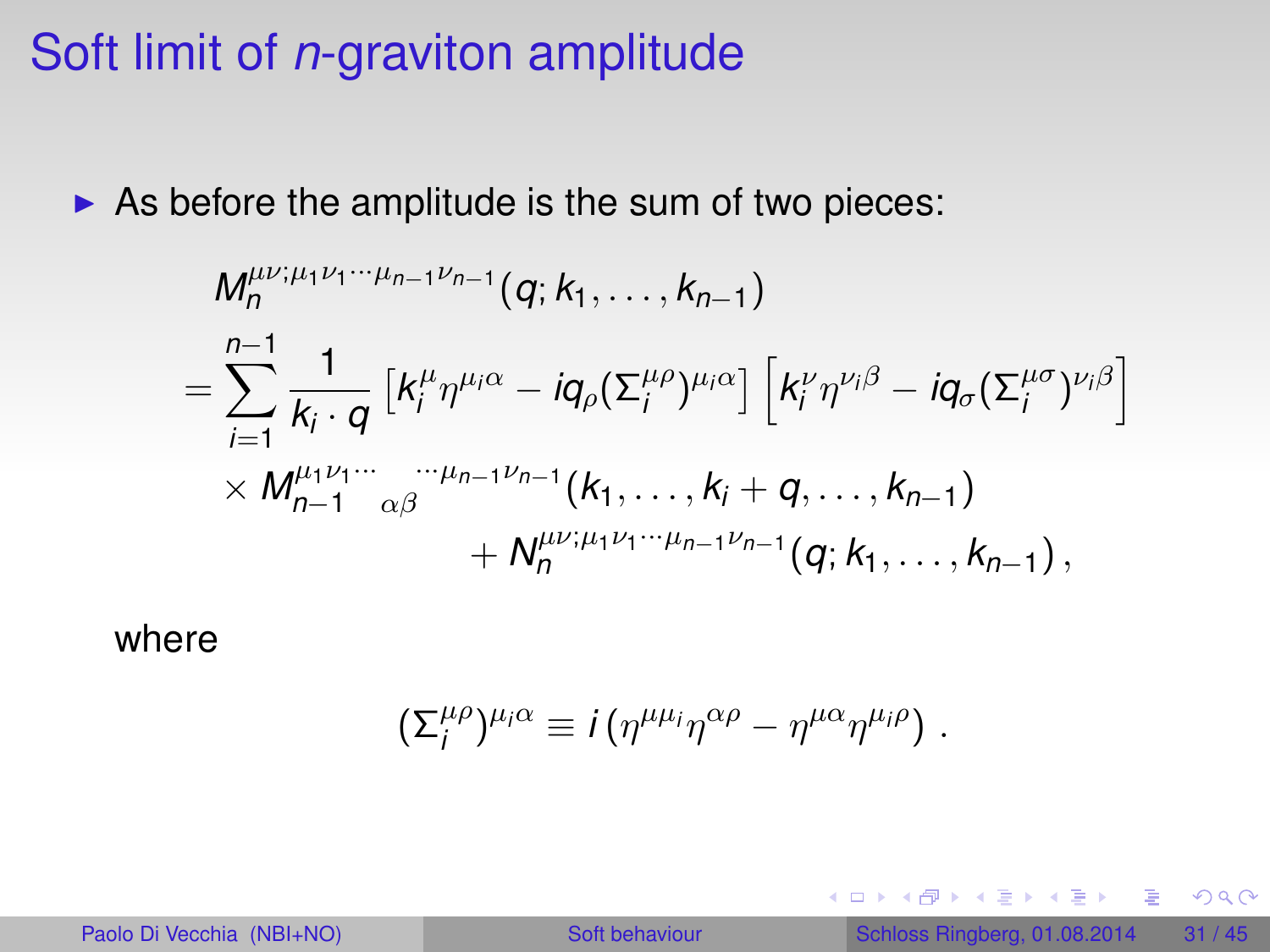# Soft limit of *n*-graviton amplitude

- As before the amplitude is the sum of two pieces:

$$
\begin{aligned}
& M_n^{\mu\nu;\mu_1\nu_1\cdots\mu_{n-1}\nu_{n-1}}(q;k_1,\ldots,k_{n-1}) \\
&= \sum_{i=1}^{n-1} \frac{1}{k_i \cdot q} \left[ k_i^\mu \eta^{\mu_i\alpha} - iq_\rho (\Sigma_i^{\mu\rho})^{\mu_i\alpha} \right] \left[ k_i^\nu \eta^{\nu_i\beta} - iq_\sigma (\Sigma_i^{\mu\sigma})^{\nu_i\beta} \right] \\
&\quad \times M_{n-1}^{\mu_1\nu_1\cdots}{}_{\alpha\beta}{}^{\cdots\mu_{n-1}\nu_{n-1}}(k_1,\ldots,k_i+q,\ldots,k_{n-1}) \\
&\qquad\qquad + N_n^{\mu\nu;\mu_1\nu_1\cdots\mu_{n-1}\nu_{n-1}}(q;k_1,\ldots,k_{n-1}),
\end{aligned}
$$

where

$$
(\Sigma_i^{\mu\rho})^{\mu_i\alpha} \equiv i \left( \eta^{\mu\mu_i}\eta^{\alpha\rho} - \eta^{\mu\alpha}\eta^{\mu_i\rho} \right) .
$$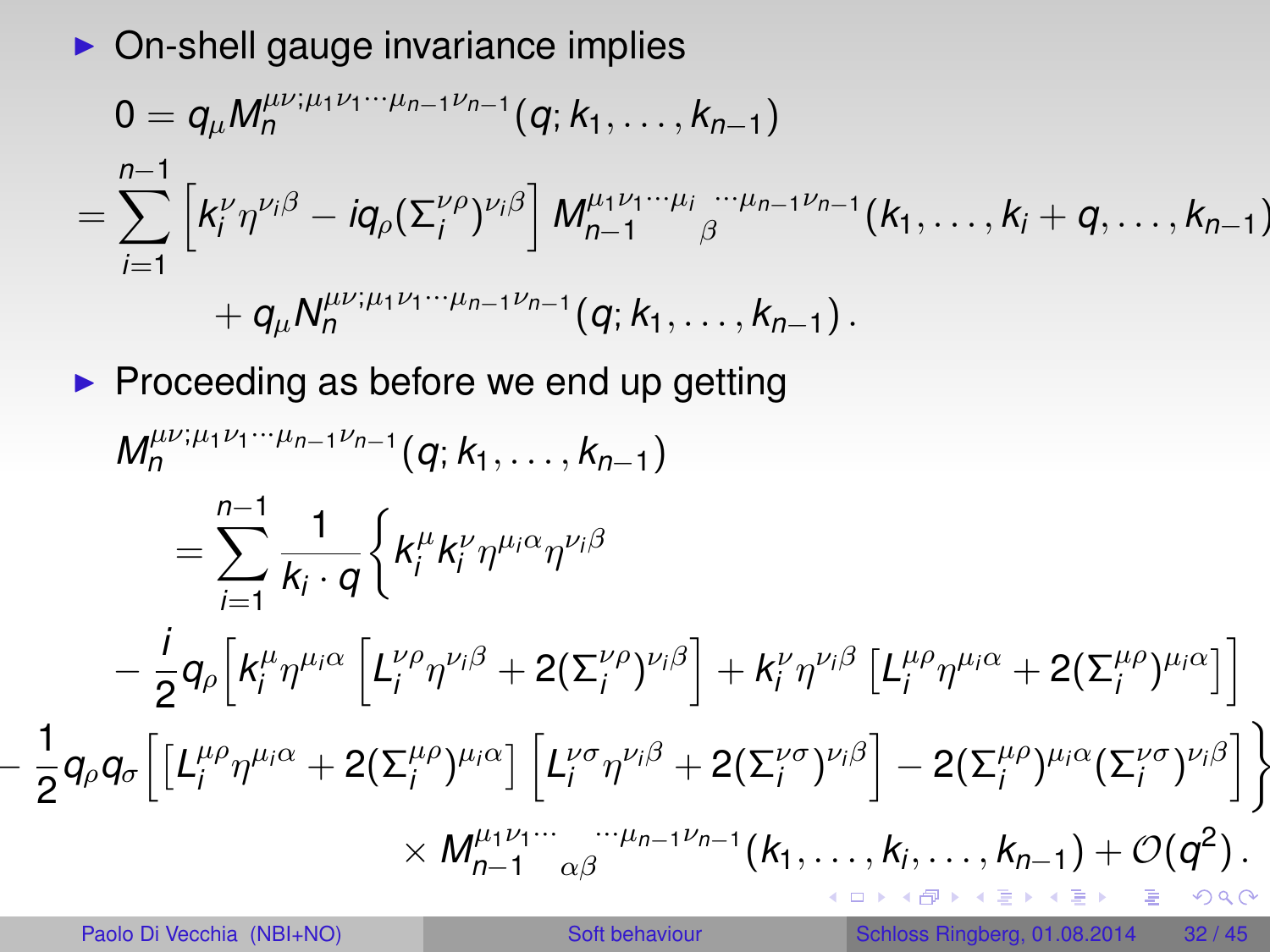- On-shell gauge invariance implies

$$
\begin{aligned}
0 &= q_\mu M_n^{\mu\nu;\mu_1\nu_1\cdots\mu_{n-1}\nu_{n-1}}(q;k_1,\ldots,k_{n-1}) \\
&= \sum_{i=1}^{n-1}\left[k_i^\nu \eta^{\nu_i\beta} - i q_\rho (\Sigma_i^{\nu\rho})^{\nu_i\beta}\right] M_{n-1}^{\mu_1\nu_1\cdots\mu_i}{}_{\beta}{}^{\cdots\mu_{n-1}\nu_{n-1}}(k_1,\ldots,k_i+q,\ldots,k_{n-1}) \\
&\qquad + q_\mu N_n^{\mu\nu;\mu_1\nu_1\cdots\mu_{n-1}\nu_{n-1}}(q;k_1,\ldots,k_{n-1})\,.
\end{aligned}
$$

- Proceeding as before we end up getting

$$
\begin{aligned}
& M_n^{\mu\nu;\mu_1\nu_1\cdots\mu_{n-1}\nu_{n-1}}(q;k_1,\ldots,k_{n-1}) \\
&\quad = \sum_{i=1}^{n-1}\frac{1}{k_i\cdot q}\Big\{k_i^\mu k_i^\nu \eta^{\mu_i\alpha}\eta^{\nu_i\beta} \\
&\quad - \frac{i}{2}q_\rho\Big[k_i^\mu \eta^{\mu_i\alpha}\left[L_i^{\nu\rho}\eta^{\nu_i\beta} + 2(\Sigma_i^{\nu\rho})^{\nu_i\beta}\right] + k_i^\nu \eta^{\nu_i\beta}\left[L_i^{\mu\rho}\eta^{\mu_i\alpha} + 2(\Sigma_i^{\mu\rho})^{\mu_i\alpha}\right]\Big] \\
&\quad - \frac{1}{2}q_\rho q_\sigma\Big[\left[L_i^{\mu\rho}\eta^{\mu_i\alpha} + 2(\Sigma_i^{\mu\rho})^{\mu_i\alpha}\right]\left[L_i^{\nu\sigma}\eta^{\nu_i\beta} + 2(\Sigma_i^{\nu\sigma})^{\nu_i\beta}\right] - 2(\Sigma_i^{\mu\rho})^{\mu_i\alpha}(\Sigma_i^{\nu\sigma})^{\nu_i\beta}\Big]\Big\} \\
&\qquad\qquad \times M_{n-1}^{\mu_1\nu_1\cdots}{}_{\alpha\beta}{}^{\cdots\mu_{n-1}\nu_{n-1}}(k_1,\ldots,k_i,\ldots,k_{n-1}) + \mathcal{O}(q^2)\,.
\end{aligned}
$$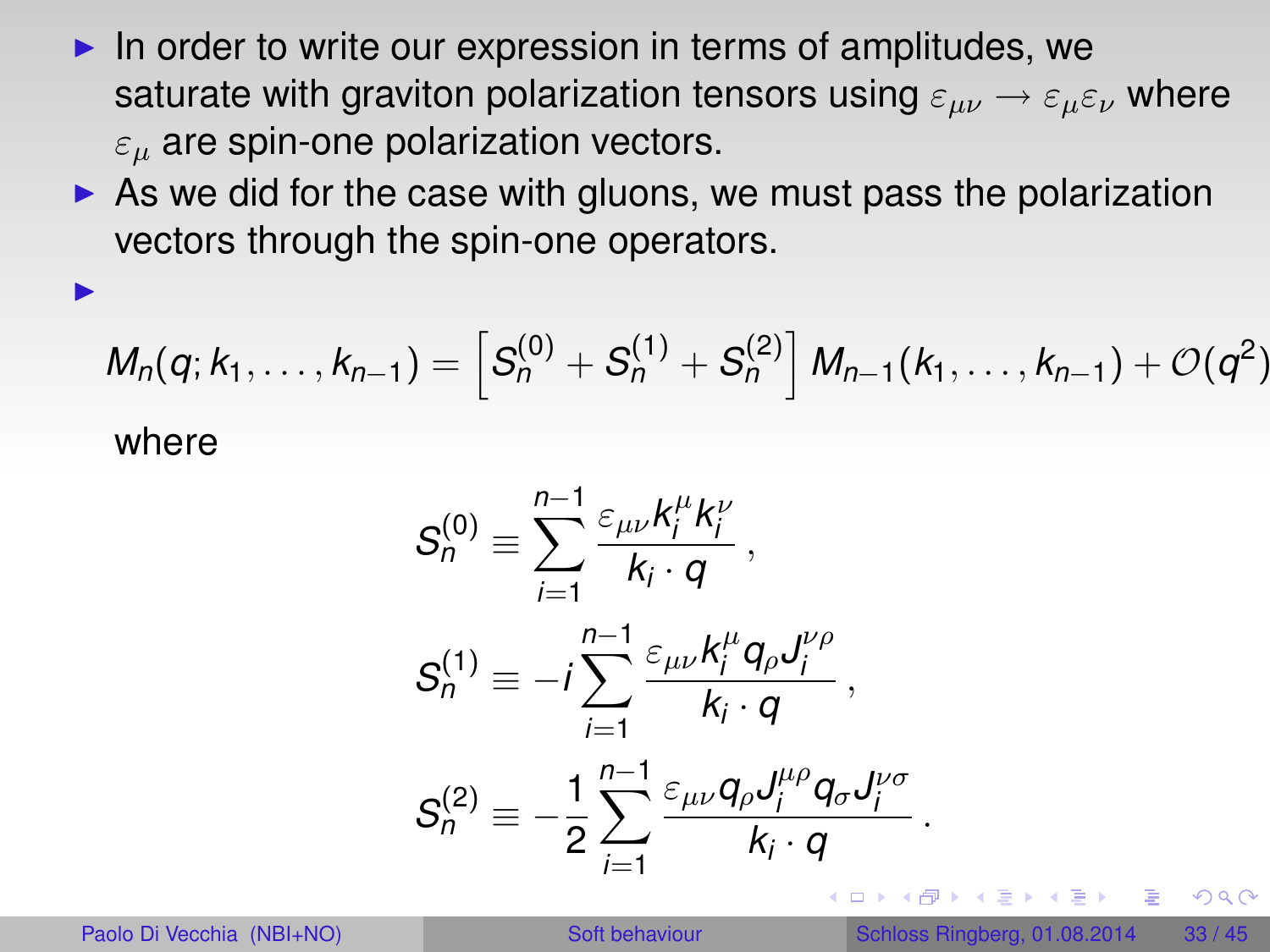- In order to write our expression in terms of amplitudes, we saturate with graviton polarization tensors using $\varepsilon_{\mu\nu} \to \varepsilon_\mu \varepsilon_\nu$ where $\varepsilon_\mu$ are spin-one polarization vectors.
- As we did for the case with gluons, we must pass the polarization vectors through the spin-one operators.
- $$M_n(q; k_1, \ldots, k_{n-1}) = \left[ S_n^{(0)} + S_n^{(1)} + S_n^{(2)} \right] M_{n-1}(k_1, \ldots, k_{n-1}) + \mathcal{O}(q^2)$$

  where

$$S_n^{(0)} \equiv \sum_{i=1}^{n-1} \frac{\varepsilon_{\mu\nu} k_i^\mu k_i^\nu}{k_i \cdot q} ,$$

$$S_n^{(1)} \equiv -i \sum_{i=1}^{n-1} \frac{\varepsilon_{\mu\nu} k_i^\mu q_\rho J_i^{\nu\rho}}{k_i \cdot q} ,$$

$$S_n^{(2)} \equiv -\frac{1}{2} \sum_{i=1}^{n-1} \frac{\varepsilon_{\mu\nu} q_\rho J_i^{\mu\rho} q_\sigma J_i^{\nu\sigma}}{k_i \cdot q} .$$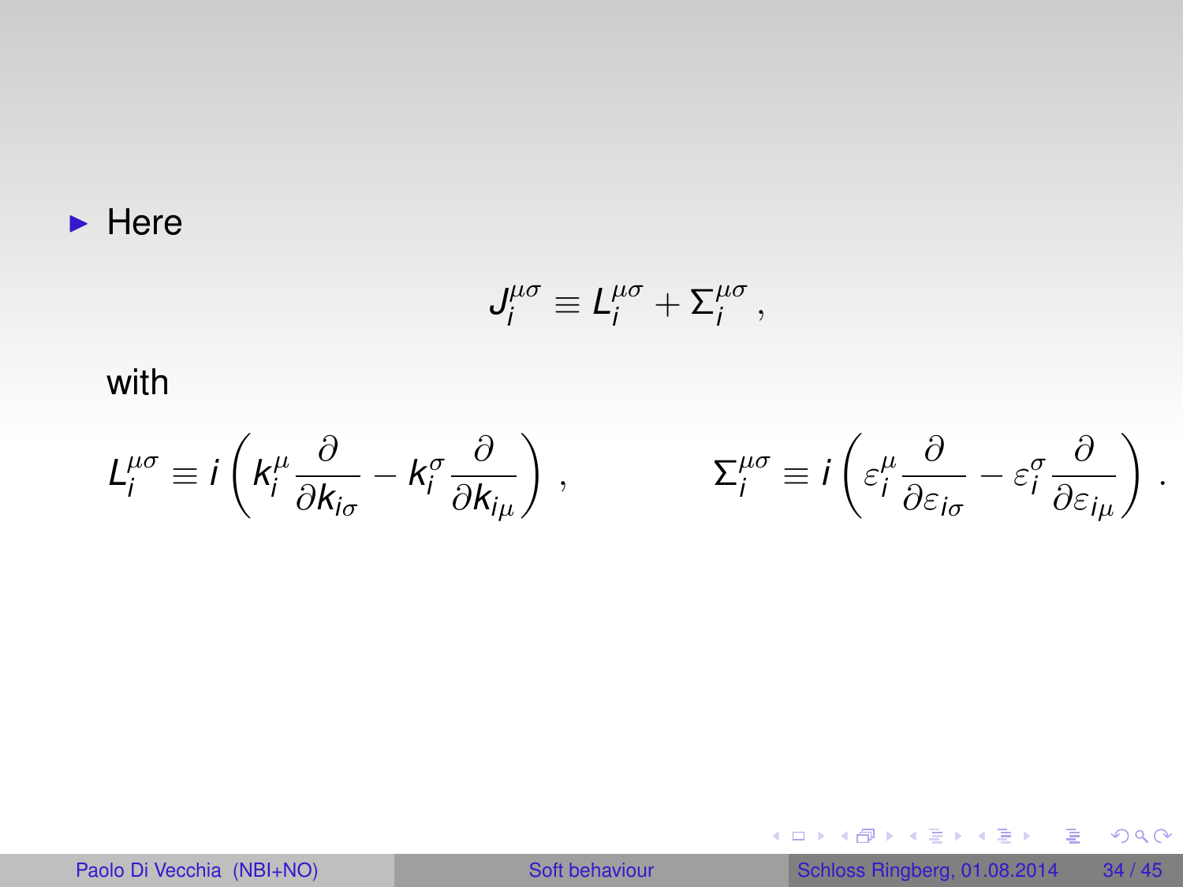- Here

$$J_i^{\mu\sigma} \equiv L_i^{\mu\sigma} + \Sigma_i^{\mu\sigma} \, ,$$

with

$$L_i^{\mu\sigma} \equiv i \left( k_i^\mu \frac{\partial}{\partial k_{i\sigma}} - k_i^\sigma \frac{\partial}{\partial k_{i\mu}} \right) \, , \qquad \Sigma_i^{\mu\sigma} \equiv i \left( \varepsilon_i^\mu \frac{\partial}{\partial \varepsilon_{i\sigma}} - \varepsilon_i^\sigma \frac{\partial}{\partial \varepsilon_{i\mu}} \right) \, .$$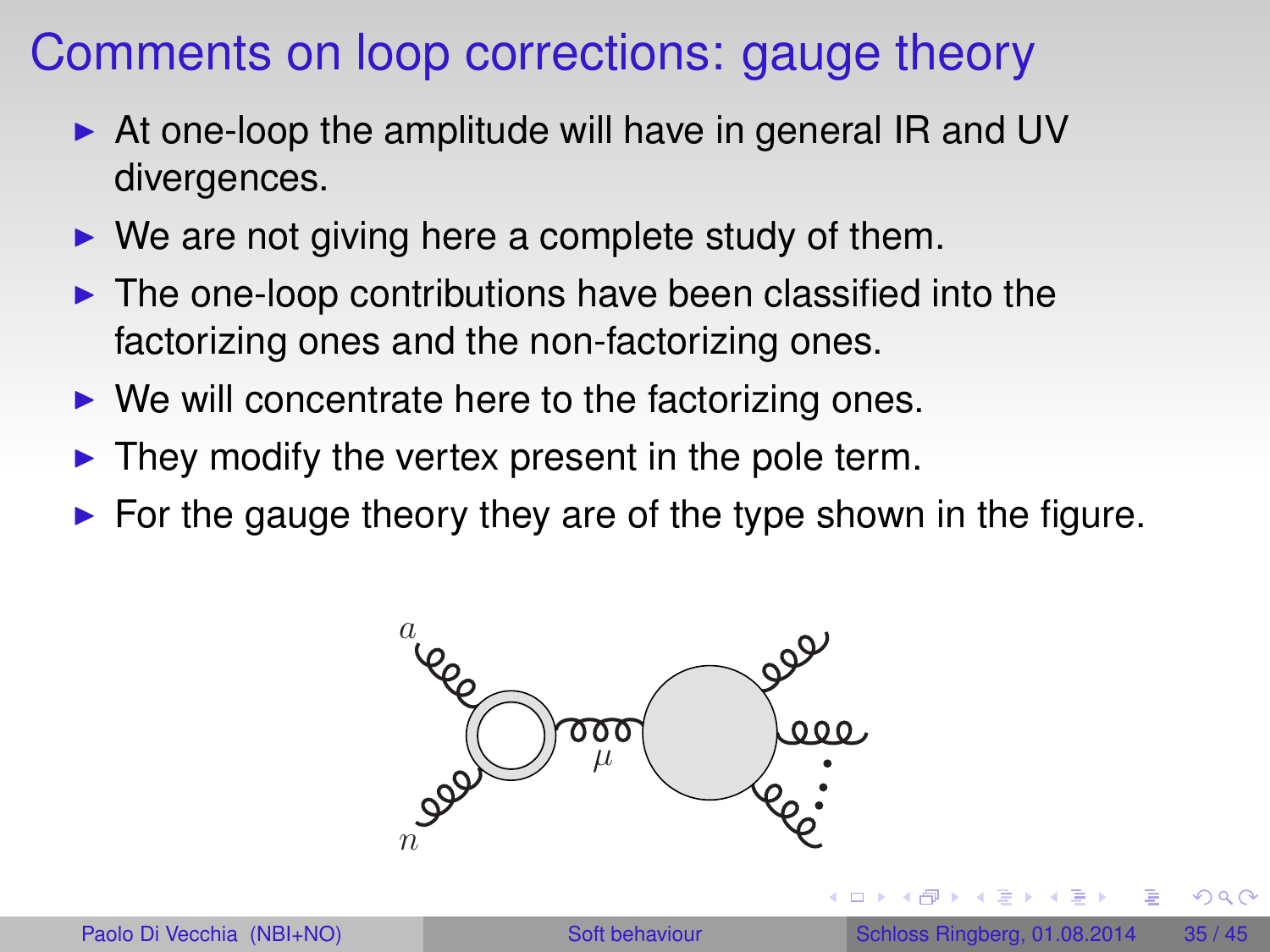# Comments on loop corrections: gauge theory

- At one-loop the amplitude will have in general IR and UV divergences.
- We are not giving here a complete study of them.
- The one-loop contributions have been classified into the factorizing ones and the non-factorizing ones.
- We will concentrate here to the factorizing ones.
- They modify the vertex present in the pole term.
- For the gauge theory they are of the type shown in the figure.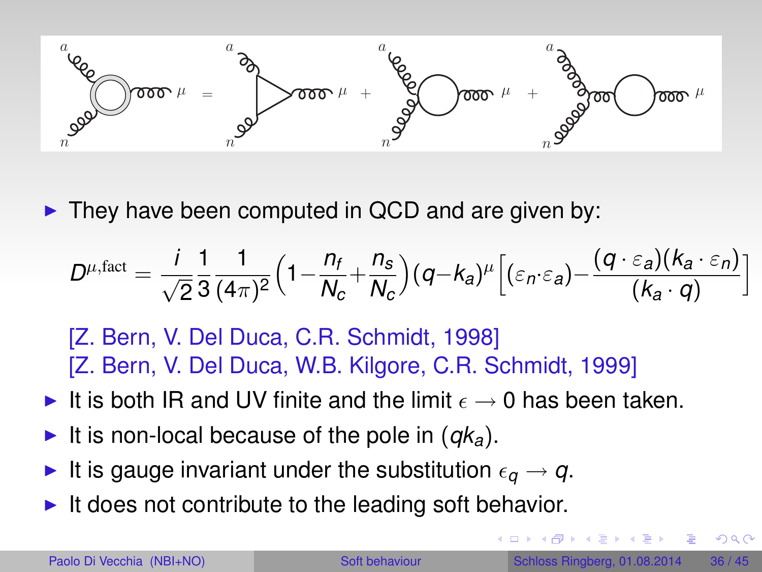- They have been computed in QCD and are given by:

$$D^{\mu,\mathrm{fact}} = \frac{i}{\sqrt{2}}\frac{1}{3}\frac{1}{(4\pi)^2}\Big(1-\frac{n_f}{N_c}+\frac{n_s}{N_c}\Big)(q-k_a)^{\mu}\Big[(\varepsilon_n\cdot\varepsilon_a)-\frac{(q\cdot\varepsilon_a)(k_a\cdot\varepsilon_n)}{(k_a\cdot q)}\Big]$$

  [Z. Bern, V. Del Duca, C.R. Schmidt, 1998]
  [Z. Bern, V. Del Duca, W.B. Kilgore, C.R. Schmidt, 1999]

- It is both IR and UV finite and the limit $\epsilon \to 0$ has been taken.
- It is non-local because of the pole in $(qk_a)$.
- It is gauge invariant under the substitution $\epsilon_q \to q$.
- It does not contribute to the leading soft behavior.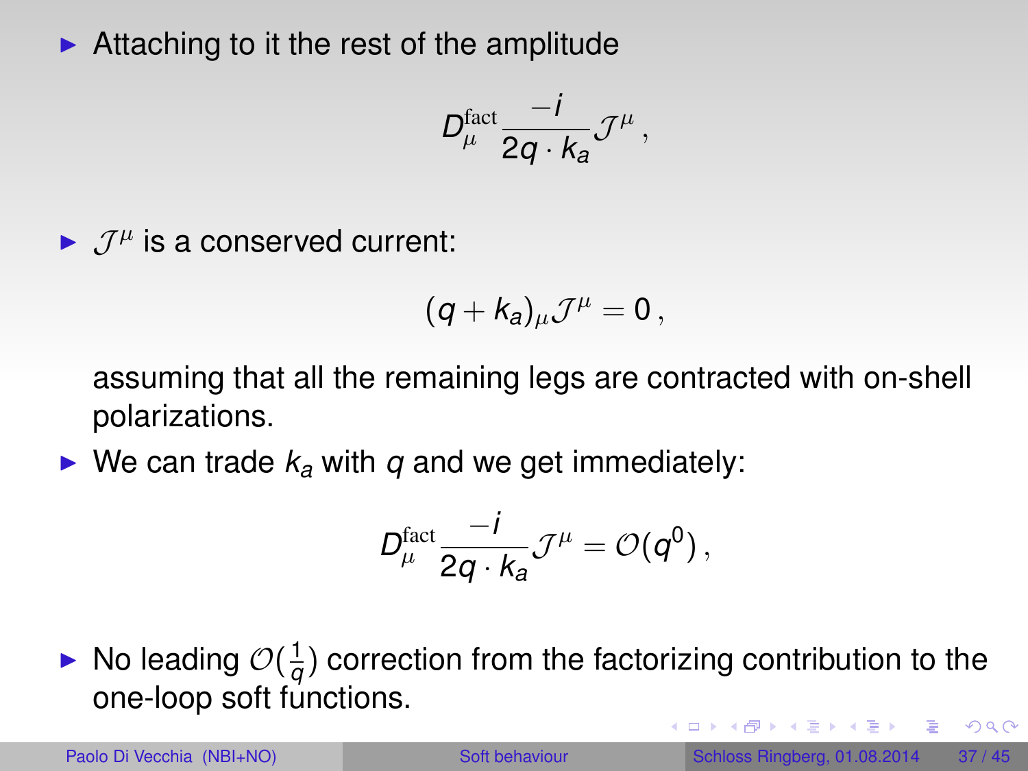- Attaching to it the rest of the amplitude

$$D_\mu^{\text{fact}} \frac{-i}{2q \cdot k_a} \mathcal{J}^\mu \,,$$

- $\mathcal{J}^\mu$ is a conserved current:

$$(q + k_a)_\mu \mathcal{J}^\mu = 0 \,,$$

  assuming that all the remaining legs are contracted with on-shell polarizations.

- We can trade $k_a$ with $q$ and we get immediately:

$$D_\mu^{\text{fact}} \frac{-i}{2q \cdot k_a} \mathcal{J}^\mu = \mathcal{O}(q^0) \,,$$

- No leading $\mathcal{O}(\frac{1}{q})$ correction from the factorizing contribution to the one-loop soft functions.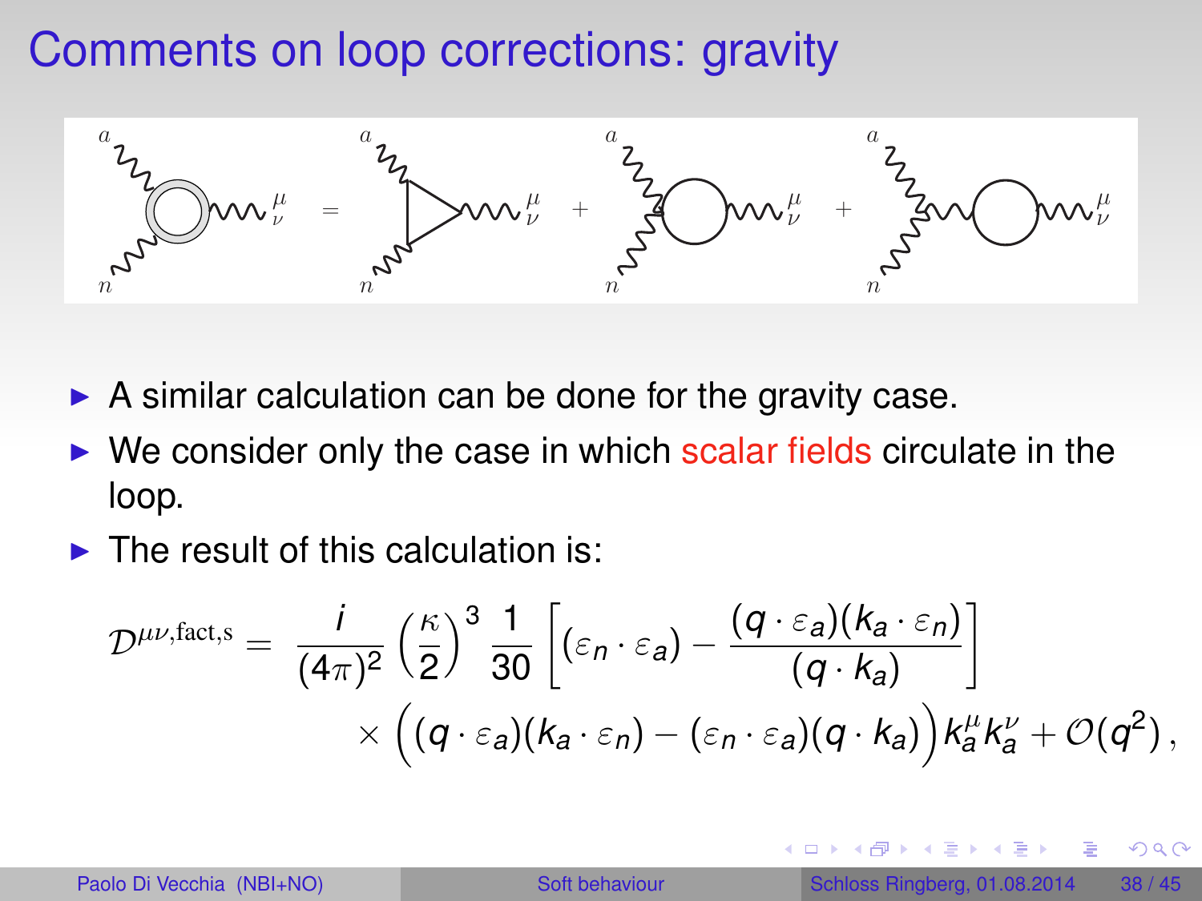# Comments on loop corrections: gravity

- A similar calculation can be done for the gravity case.
- We consider only the case in which scalar fields circulate in the loop.
- The result of this calculation is:

$$
\mathcal{D}^{\mu\nu,\text{fact,s}} = \frac{i}{(4\pi)^2}\left(\frac{\kappa}{2}\right)^3 \frac{1}{30}\left[(\varepsilon_n \cdot \varepsilon_a) - \frac{(q\cdot\varepsilon_a)(k_a\cdot\varepsilon_n)}{(q\cdot k_a)}\right]
\times \Big((q\cdot\varepsilon_a)(k_a\cdot\varepsilon_n) - (\varepsilon_n\cdot\varepsilon_a)(q\cdot k_a)\Big) k_a^\mu k_a^\nu + \mathcal{O}(q^2)\,,
$$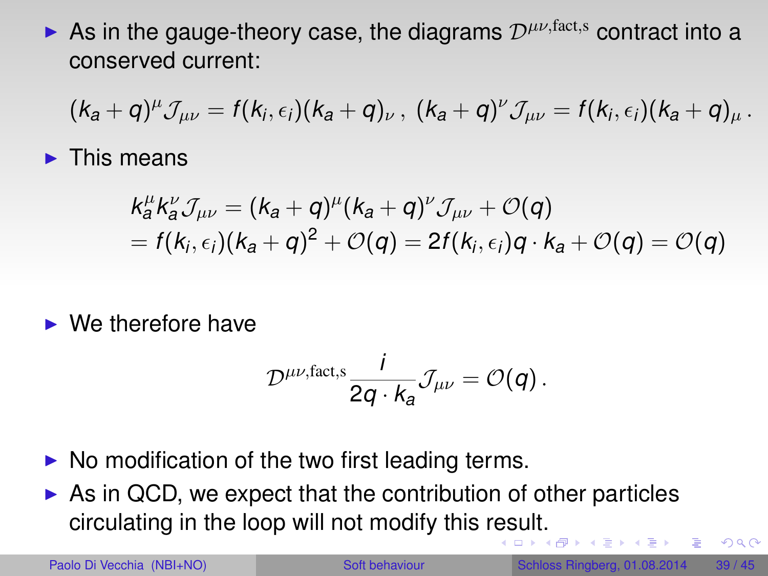- As in the gauge-theory case, the diagrams $\mathcal{D}^{\mu\nu,\text{fact,s}}$ contract into a conserved current:

$$(k_a + q)^\mu \mathcal{J}_{\mu\nu} = f(k_i, \epsilon_i)(k_a + q)_\nu \, , \; (k_a + q)^\nu \mathcal{J}_{\mu\nu} = f(k_i, \epsilon_i)(k_a + q)_\mu \, .$$

- This means

$$\begin{aligned} k_a^\mu k_a^\nu \mathcal{J}_{\mu\nu} &= (k_a + q)^\mu (k_a + q)^\nu \mathcal{J}_{\mu\nu} + \mathcal{O}(q) \\ &= f(k_i, \epsilon_i)(k_a + q)^2 + \mathcal{O}(q) = 2 f(k_i, \epsilon_i) q \cdot k_a + \mathcal{O}(q) = \mathcal{O}(q) \end{aligned}$$

- We therefore have

$$\mathcal{D}^{\mu\nu,\text{fact,s}} \frac{i}{2q \cdot k_a} \mathcal{J}_{\mu\nu} = \mathcal{O}(q) \, .$$

- No modification of the two first leading terms.
- As in QCD, we expect that the contribution of other particles circulating in the loop will not modify this result.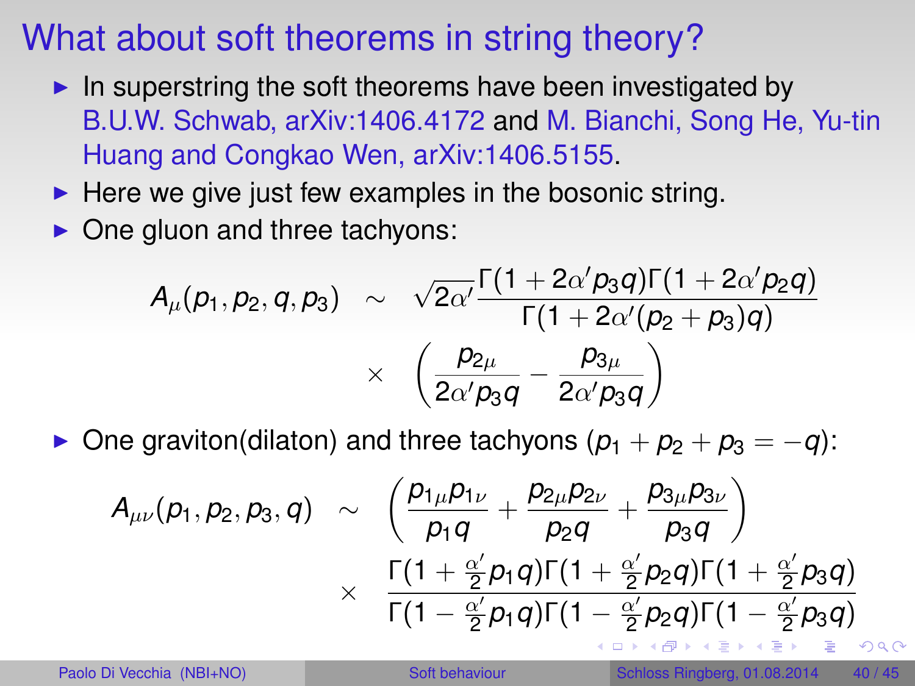# What about soft theorems in string theory?

- In superstring the soft theorems have been investigated by B.U.W. Schwab, arXiv:1406.4172 and M. Bianchi, Song He, Yu-tin Huang and Congkao Wen, arXiv:1406.5155.
- Here we give just few examples in the bosonic string.
- One gluon and three tachyons:

$$A_\mu(p_1, p_2, q, p_3) \sim \sqrt{2\alpha'} \frac{\Gamma(1 + 2\alpha' p_3 q)\Gamma(1 + 2\alpha' p_2 q)}{\Gamma(1 + 2\alpha'(p_2 + p_3)q)} \times \left( \frac{p_{2\mu}}{2\alpha' p_3 q} - \frac{p_{3\mu}}{2\alpha' p_3 q} \right)$$

- One graviton(dilaton) and three tachyons ($p_1 + p_2 + p_3 = -q$):

$$A_{\mu\nu}(p_1, p_2, p_3, q) \sim \left( \frac{p_{1\mu} p_{1\nu}}{p_1 q} + \frac{p_{2\mu} p_{2\nu}}{p_2 q} + \frac{p_{3\mu} p_{3\nu}}{p_3 q} \right) \times \frac{\Gamma(1 + \frac{\alpha'}{2} p_1 q)\Gamma(1 + \frac{\alpha'}{2} p_2 q)\Gamma(1 + \frac{\alpha'}{2} p_3 q)}{\Gamma(1 - \frac{\alpha'}{2} p_1 q)\Gamma(1 - \frac{\alpha'}{2} p_2 q)\Gamma(1 - \frac{\alpha'}{2} p_3 q)}$$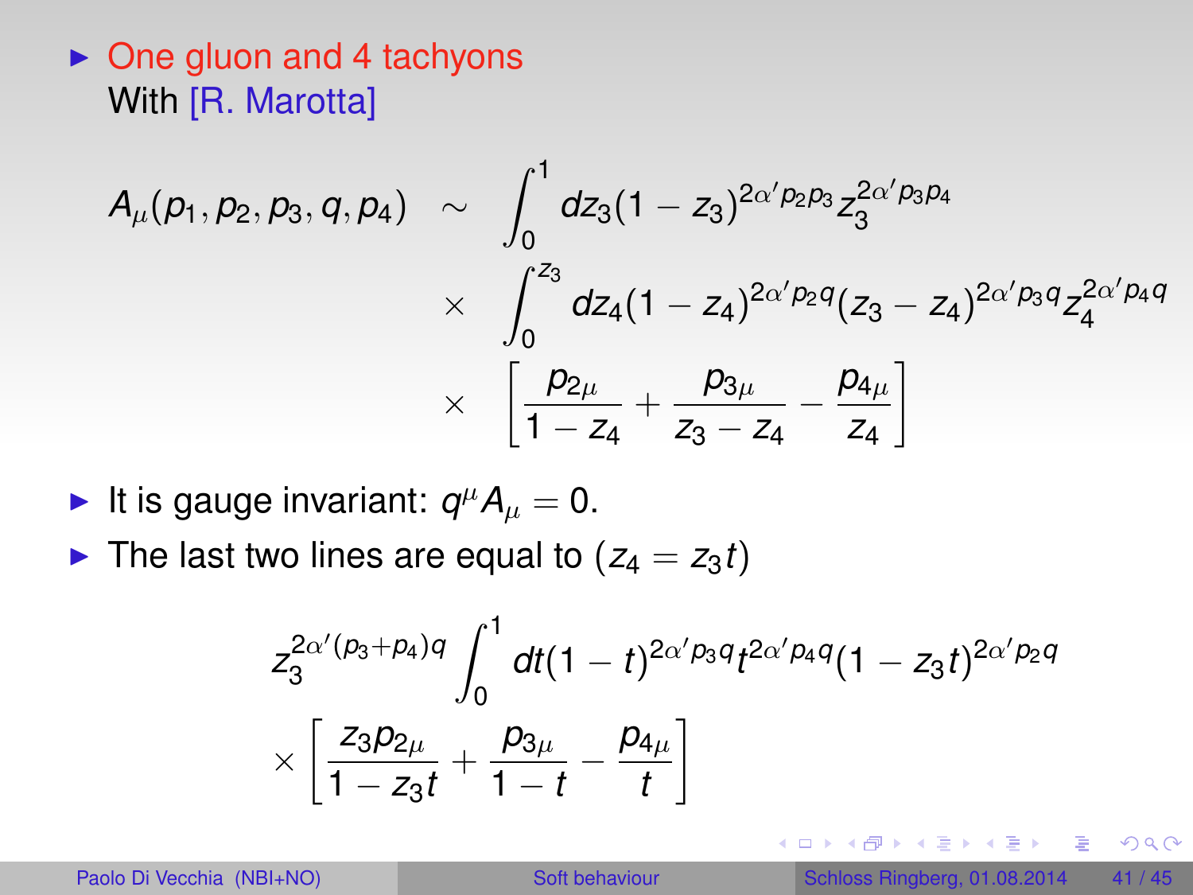- One gluon and 4 tachyons
  With [R. Marotta]

$$
\begin{aligned}
A_\mu(p_1, p_2, p_3, q, p_4) \sim & \int_0^1 dz_3 (1-z_3)^{2\alpha' p_2 p_3} z_3^{2\alpha' p_3 p_4} \\
\times & \int_0^{z_3} dz_4 (1-z_4)^{2\alpha' p_2 q} (z_3 - z_4)^{2\alpha' p_3 q} z_4^{2\alpha' p_4 q} \\
\times & \left[ \frac{p_{2\mu}}{1-z_4} + \frac{p_{3\mu}}{z_3 - z_4} - \frac{p_{4\mu}}{z_4} \right]
\end{aligned}
$$

- It is gauge invariant: $q^\mu A_\mu = 0$.
- The last two lines are equal to ($z_4 = z_3 t$)

$$
z_3^{2\alpha'(p_3+p_4)q} \int_0^1 dt (1-t)^{2\alpha' p_3 q} t^{2\alpha' p_4 q} (1 - z_3 t)^{2\alpha' p_2 q}
$$

$$
\times \left[ \frac{z_3 p_{2\mu}}{1 - z_3 t} + \frac{p_{3\mu}}{1-t} - \frac{p_{4\mu}}{t} \right]
$$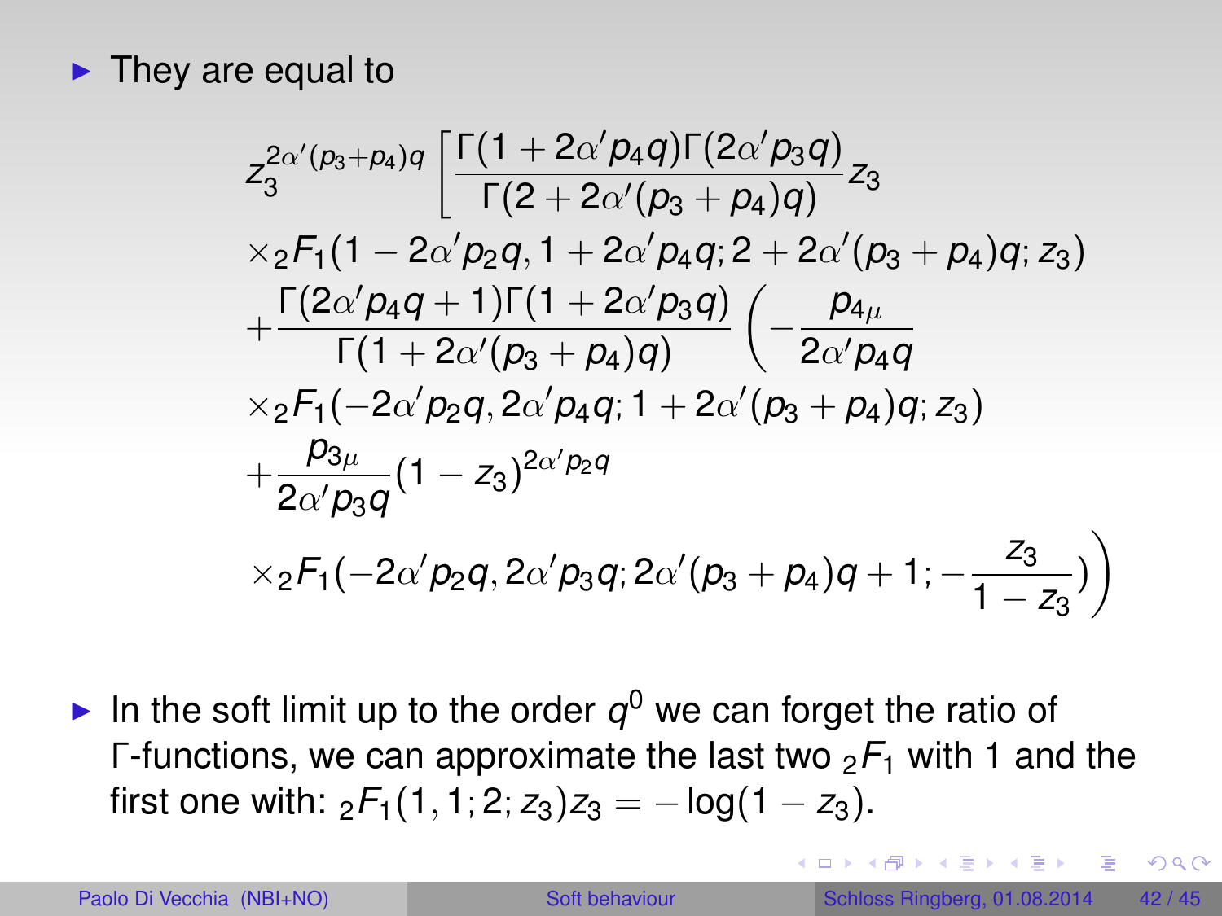- They are equal to

$$
\begin{aligned}
& z_3^{2\alpha'(p_3+p_4)q} \left[ \frac{\Gamma(1+2\alpha' p_4 q)\Gamma(2\alpha' p_3 q)}{\Gamma(2+2\alpha'(p_3+p_4)q)} z_3 \right. \\
& \times {}_2F_1(1-2\alpha' p_2 q, 1+2\alpha' p_4 q; 2+2\alpha'(p_3+p_4)q; z_3) \\
& + \frac{\Gamma(2\alpha' p_4 q+1)\Gamma(1+2\alpha' p_3 q)}{\Gamma(1+2\alpha'(p_3+p_4)q)} \left( -\frac{p_{4\mu}}{2\alpha' p_4 q} \right. \\
& \times {}_2F_1(-2\alpha' p_2 q, 2\alpha' p_4 q; 1+2\alpha'(p_3+p_4)q; z_3) \\
& + \frac{p_{3\mu}}{2\alpha' p_3 q} (1-z_3)^{2\alpha' p_2 q} \\
& \left. \left. \times {}_2F_1\!\left(-2\alpha' p_2 q, 2\alpha' p_3 q; 2\alpha'(p_3+p_4)q+1; -\frac{z_3}{1-z_3}\right) \right) \right.
\end{aligned}
$$

- In the soft limit up to the order $q^0$ we can forget the ratio of $\Gamma$-functions, we can approximate the last two ${}_2F_1$ with 1 and the first one with: ${}_2F_1(1,1;2;z_3)z_3 = -\log(1-z_3)$.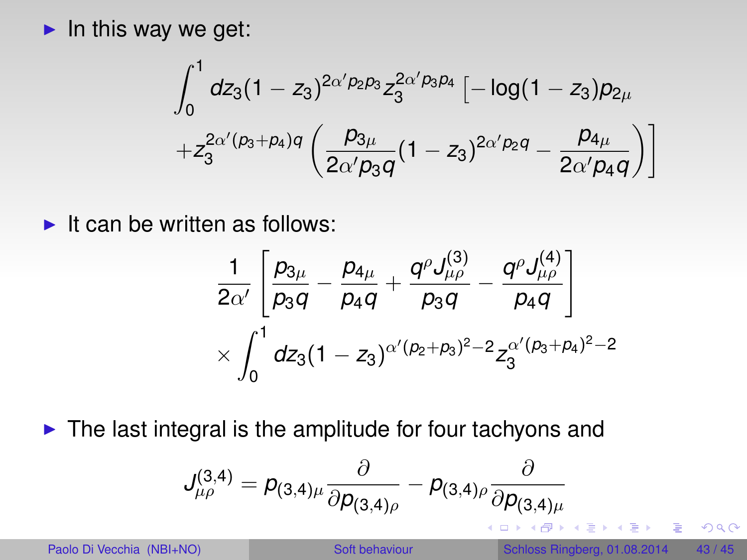- In this way we get:

$$
\int_0^1 dz_3 (1-z_3)^{2\alpha' p_2 p_3} z_3^{2\alpha' p_3 p_4} \Big[ -\log(1-z_3) p_{2\mu} + z_3^{2\alpha'(p_3+p_4)q} \left( \frac{p_{3\mu}}{2\alpha' p_3 q} (1-z_3)^{2\alpha' p_2 q} - \frac{p_{4\mu}}{2\alpha' p_4 q} \right) \Big]
$$

- It can be written as follows:

$$
\frac{1}{2\alpha'} \left[ \frac{p_{3\mu}}{p_3 q} - \frac{p_{4\mu}}{p_4 q} + \frac{q^\rho J^{(3)}_{\mu\rho}}{p_3 q} - \frac{q^\rho J^{(4)}_{\mu\rho}}{p_4 q} \right] \times \int_0^1 dz_3 (1-z_3)^{\alpha'(p_2+p_3)^2 - 2} z_3^{\alpha'(p_3+p_4)^2 - 2}
$$

- The last integral is the amplitude for four tachyons and

$$
J^{(3,4)}_{\mu\rho} = p_{(3,4)\mu} \frac{\partial}{\partial p_{(3,4)\rho}} - p_{(3,4)\rho} \frac{\partial}{\partial p_{(3,4)\mu}}
$$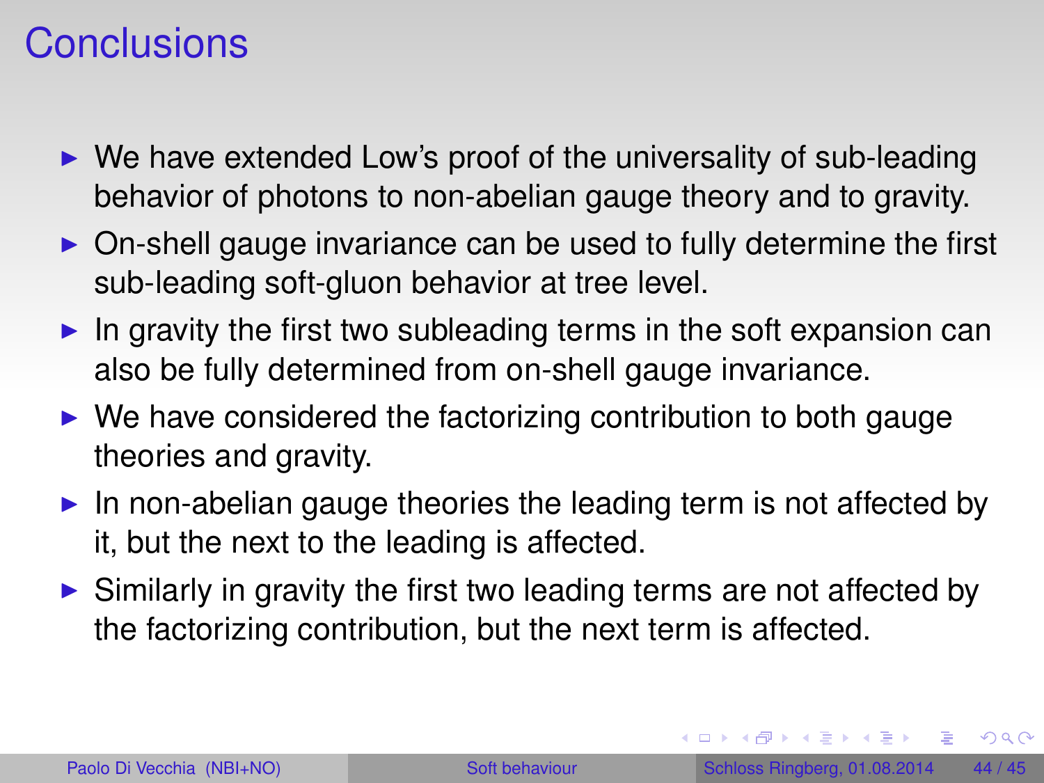# Conclusions

- We have extended Low's proof of the universality of sub-leading behavior of photons to non-abelian gauge theory and to gravity.
- On-shell gauge invariance can be used to fully determine the first sub-leading soft-gluon behavior at tree level.
- In gravity the first two subleading terms in the soft expansion can also be fully determined from on-shell gauge invariance.
- We have considered the factorizing contribution to both gauge theories and gravity.
- In non-abelian gauge theories the leading term is not affected by it, but the next to the leading is affected.
- Similarly in gravity the first two leading terms are not affected by the factorizing contribution, but the next term is affected.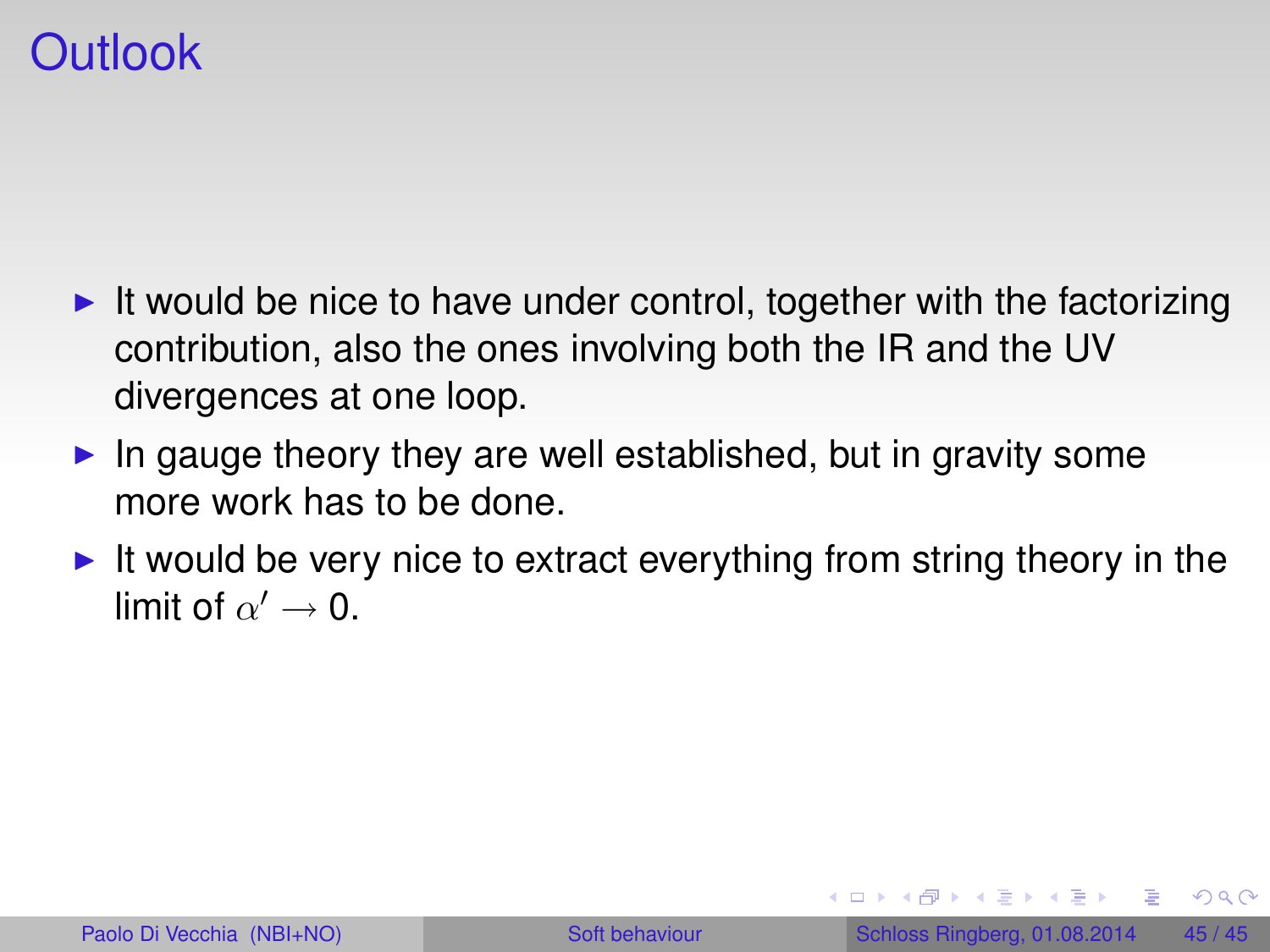# Outlook

- It would be nice to have under control, together with the factorizing contribution, also the ones involving both the IR and the UV divergences at one loop.
- In gauge theory they are well established, but in gravity some more work has to be done.
- It would be very nice to extract everything from string theory in the limit of $\alpha' \to 0$.